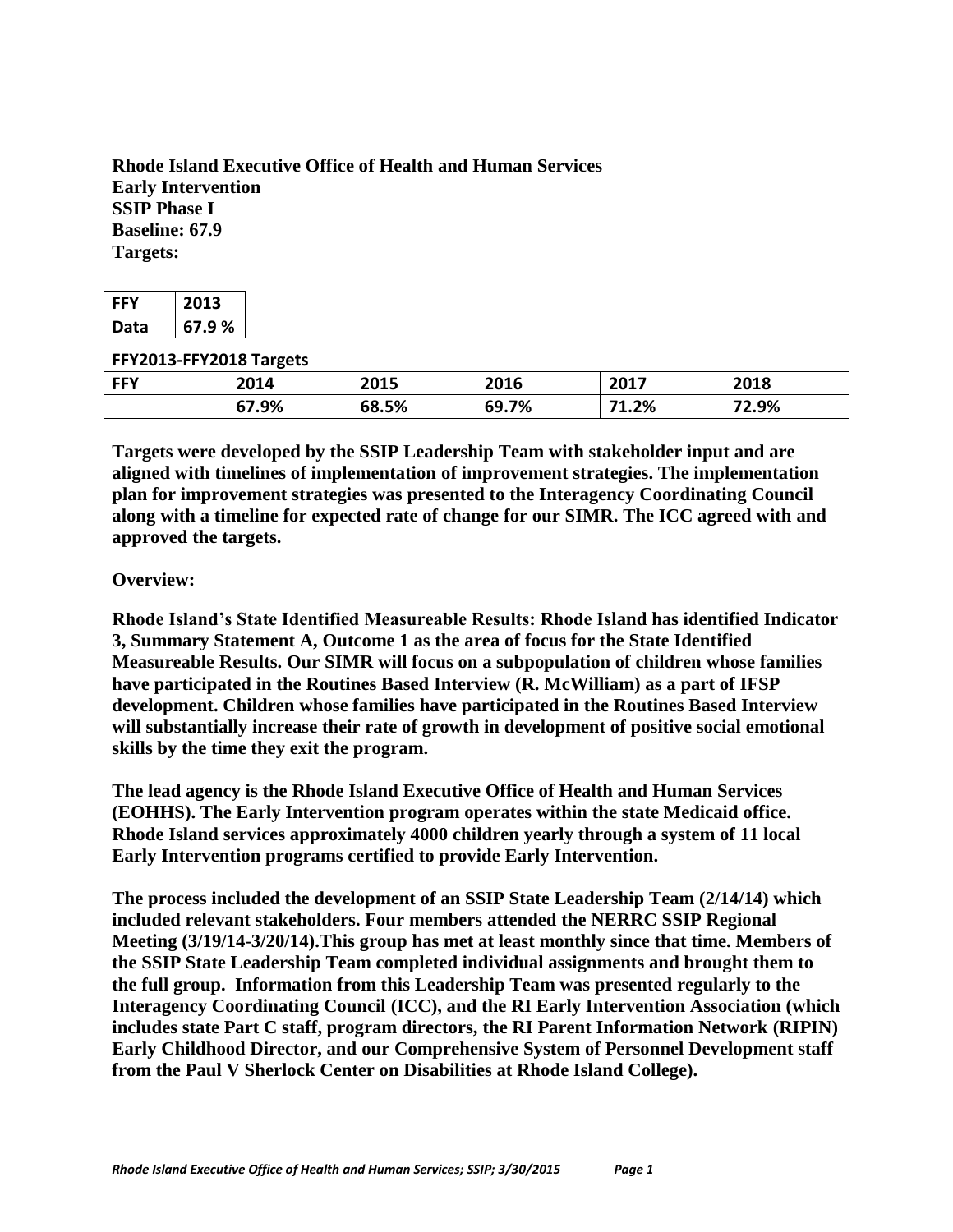**Rhode Island Executive Office of Health and Human Services**
**Early Intervention**
**SSIP Phase I**
**Baseline: 67.9**
**Targets:**

| FFY | 2013 |
|---|---|
| Data | 67.9 % |

**FFY2013-FFY2018 Targets**

| FFY | 2014 | 2015 | 2016 | 2017 | 2018 |
|---|---|---|---|---|---|
| | 67.9% | 68.5% | 69.7% | 71.2% | 72.9% |

**Targets were developed by the SSIP Leadership Team with stakeholder input and are aligned with timelines of implementation of improvement strategies. The implementation plan for improvement strategies was presented to the Interagency Coordinating Council along with a timeline for expected rate of change for our SIMR. The ICC agreed with and approved the targets.**

**Overview:**

**Rhode Island's State Identified Measureable Results: Rhode Island has identified Indicator 3, Summary Statement A, Outcome 1 as the area of focus for the State Identified Measureable Results. Our SIMR will focus on a subpopulation of children whose families have participated in the Routines Based Interview (R. McWilliam) as a part of IFSP development. Children whose families have participated in the Routines Based Interview will substantially increase their rate of growth in development of positive social emotional skills by the time they exit the program.**

**The lead agency is the Rhode Island Executive Office of Health and Human Services (EOHHS). The Early Intervention program operates within the state Medicaid office. Rhode Island services approximately 4000 children yearly through a system of 11 local Early Intervention programs certified to provide Early Intervention.**

**The process included the development of an SSIP State Leadership Team (2/14/14) which included relevant stakeholders. Four members attended the NERRC SSIP Regional Meeting (3/19/14-3/20/14).This group has met at least monthly since that time. Members of the SSIP State Leadership Team completed individual assignments and brought them to the full group. Information from this Leadership Team was presented regularly to the Interagency Coordinating Council (ICC), and the RI Early Intervention Association (which includes state Part C staff, program directors, the RI Parent Information Network (RIPIN) Early Childhood Director, and our Comprehensive System of Personnel Development staff from the Paul V Sherlock Center on Disabilities at Rhode Island College).**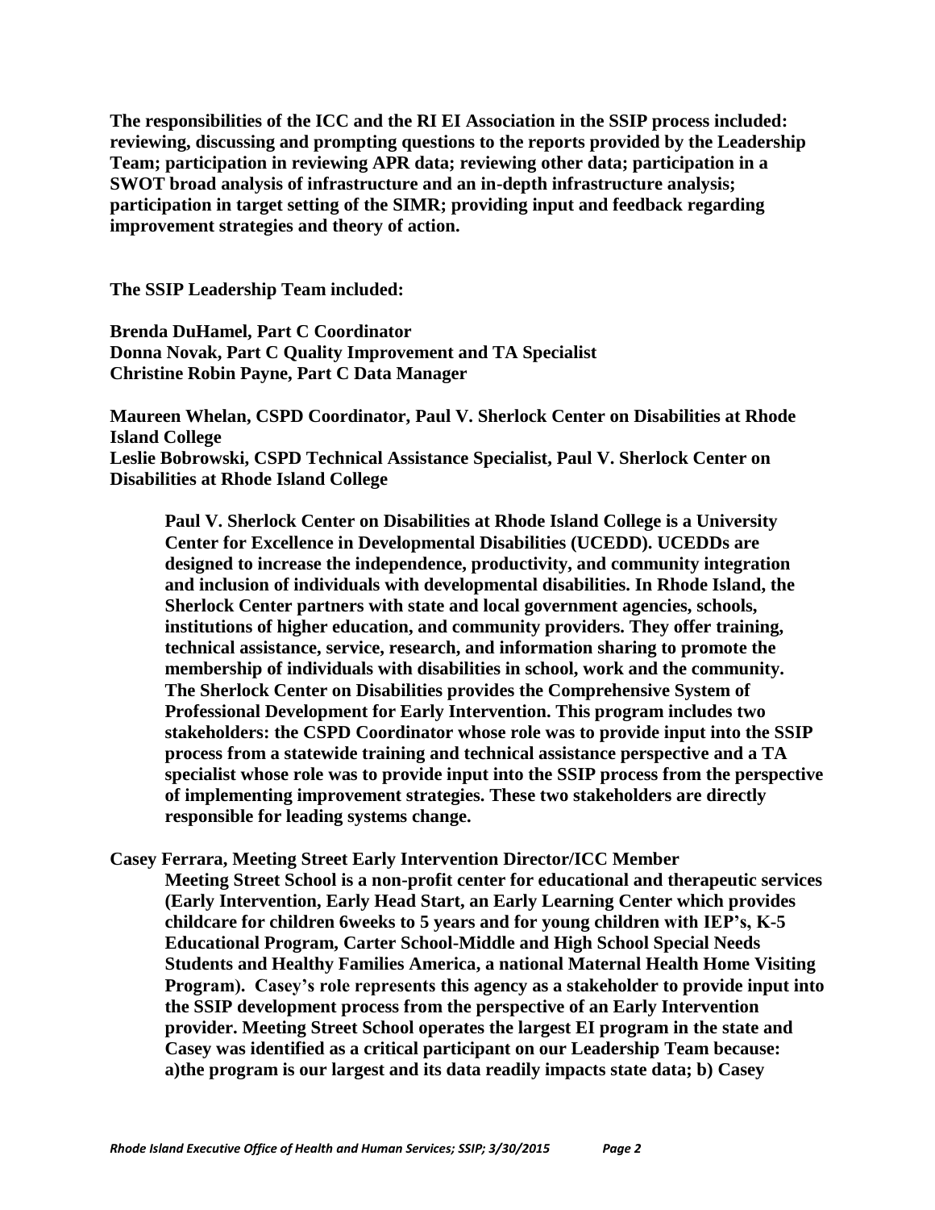**The responsibilities of the ICC and the RI EI Association in the SSIP process included: reviewing, discussing and prompting questions to the reports provided by the Leadership Team; participation in reviewing APR data; reviewing other data; participation in a SWOT broad analysis of infrastructure and an in-depth infrastructure analysis; participation in target setting of the SIMR; providing input and feedback regarding improvement strategies and theory of action.**

**The SSIP Leadership Team included:**

**Brenda DuHamel, Part C Coordinator**
**Donna Novak, Part C Quality Improvement and TA Specialist**
**Christine Robin Payne, Part C Data Manager**

**Maureen Whelan, CSPD Coordinator, Paul V. Sherlock Center on Disabilities at Rhode Island College**
**Leslie Bobrowski, CSPD Technical Assistance Specialist, Paul V. Sherlock Center on Disabilities at Rhode Island College**

> **Paul V. Sherlock Center on Disabilities at Rhode Island College is a University Center for Excellence in Developmental Disabilities (UCEDD). UCEDDs are designed to increase the independence, productivity, and community integration and inclusion of individuals with developmental disabilities. In Rhode Island, the Sherlock Center partners with state and local government agencies, schools, institutions of higher education, and community providers. They offer training, technical assistance, service, research, and information sharing to promote the membership of individuals with disabilities in school, work and the community. The Sherlock Center on Disabilities provides the Comprehensive System of Professional Development for Early Intervention. This program includes two stakeholders: the CSPD Coordinator whose role was to provide input into the SSIP process from a statewide training and technical assistance perspective and a TA specialist whose role was to provide input into the SSIP process from the perspective of implementing improvement strategies. These two stakeholders are directly responsible for leading systems change.**

**Casey Ferrara, Meeting Street Early Intervention Director/ICC Member**

> **Meeting Street School is a non-profit center for educational and therapeutic services (Early Intervention, Early Head Start, an Early Learning Center which provides childcare for children 6weeks to 5 years and for young children with IEP's, K-5 Educational Program, Carter School-Middle and High School Special Needs Students and Healthy Families America, a national Maternal Health Home Visiting Program). Casey's role represents this agency as a stakeholder to provide input into the SSIP development process from the perspective of an Early Intervention provider. Meeting Street School operates the largest EI program in the state and Casey was identified as a critical participant on our Leadership Team because: a)the program is our largest and its data readily impacts state data; b) Casey**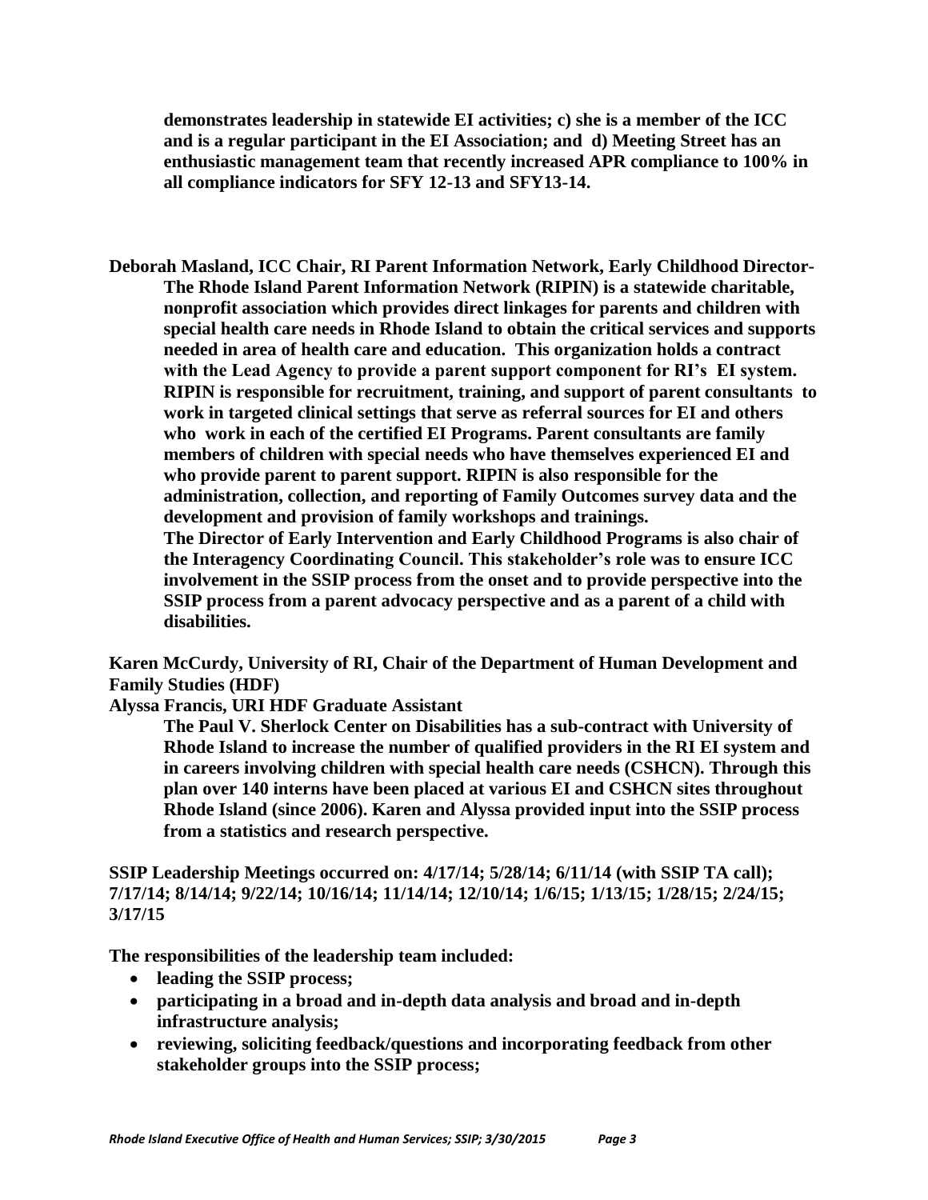**demonstrates leadership in statewide EI activities; c) she is a member of the ICC and is a regular participant in the EI Association; and d) Meeting Street has an enthusiastic management team that recently increased APR compliance to 100% in all compliance indicators for SFY 12-13 and SFY13-14.**

**Deborah Masland, ICC Chair, RI Parent Information Network, Early Childhood Director-**
**The Rhode Island Parent Information Network (RIPIN) is a statewide charitable, nonprofit association which provides direct linkages for parents and children with special health care needs in Rhode Island to obtain the critical services and supports needed in area of health care and education. This organization holds a contract with the Lead Agency to provide a parent support component for RI's EI system. RIPIN is responsible for recruitment, training, and support of parent consultants to work in targeted clinical settings that serve as referral sources for EI and others who work in each of the certified EI Programs. Parent consultants are family members of children with special needs who have themselves experienced EI and who provide parent to parent support. RIPIN is also responsible for the administration, collection, and reporting of Family Outcomes survey data and the development and provision of family workshops and trainings.**
**The Director of Early Intervention and Early Childhood Programs is also chair of the Interagency Coordinating Council. This stakeholder's role was to ensure ICC involvement in the SSIP process from the onset and to provide perspective into the SSIP process from a parent advocacy perspective and as a parent of a child with disabilities.**

**Karen McCurdy, University of RI, Chair of the Department of Human Development and Family Studies (HDF)**
**Alyssa Francis, URI HDF Graduate Assistant**
**The Paul V. Sherlock Center on Disabilities has a sub-contract with University of Rhode Island to increase the number of qualified providers in the RI EI system and in careers involving children with special health care needs (CSHCN). Through this plan over 140 interns have been placed at various EI and CSHCN sites throughout Rhode Island (since 2006). Karen and Alyssa provided input into the SSIP process from a statistics and research perspective.**

**SSIP Leadership Meetings occurred on: 4/17/14; 5/28/14; 6/11/14 (with SSIP TA call); 7/17/14; 8/14/14; 9/22/14; 10/16/14; 11/14/14; 12/10/14; 1/6/15; 1/13/15; 1/28/15; 2/24/15; 3/17/15**

**The responsibilities of the leadership team included:**

- **leading the SSIP process;**
- **participating in a broad and in-depth data analysis and broad and in-depth infrastructure analysis;**
- **reviewing, soliciting feedback/questions and incorporating feedback from other stakeholder groups into the SSIP process;**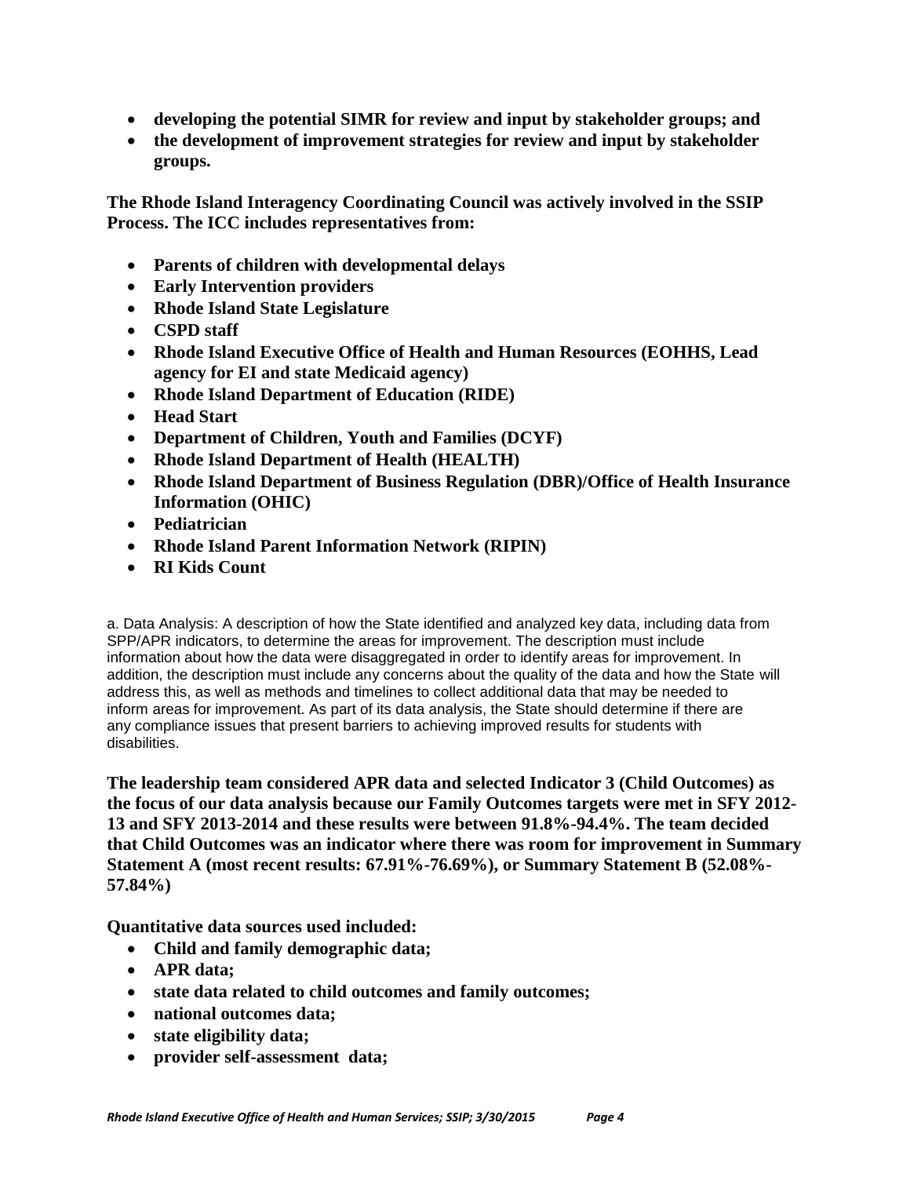- **developing the potential SIMR for review and input by stakeholder groups; and**
- **the development of improvement strategies for review and input by stakeholder groups.**

**The Rhode Island Interagency Coordinating Council was actively involved in the SSIP Process. The ICC includes representatives from:**

- **Parents of children with developmental delays**
- **Early Intervention providers**
- **Rhode Island State Legislature**
- **CSPD staff**
- **Rhode Island Executive Office of Health and Human Resources (EOHHS, Lead agency for EI and state Medicaid agency)**
- **Rhode Island Department of Education (RIDE)**
- **Head Start**
- **Department of Children, Youth and Families (DCYF)**
- **Rhode Island Department of Health (HEALTH)**
- **Rhode Island Department of Business Regulation (DBR)/Office of Health Insurance Information (OHIC)**
- **Pediatrician**
- **Rhode Island Parent Information Network (RIPIN)**
- **RI Kids Count**

a. Data Analysis: A description of how the State identified and analyzed key data, including data from SPP/APR indicators, to determine the areas for improvement. The description must include information about how the data were disaggregated in order to identify areas for improvement. In addition, the description must include any concerns about the quality of the data and how the State will address this, as well as methods and timelines to collect additional data that may be needed to inform areas for improvement. As part of its data analysis, the State should determine if there are any compliance issues that present barriers to achieving improved results for students with disabilities.

**The leadership team considered APR data and selected Indicator 3 (Child Outcomes) as the focus of our data analysis because our Family Outcomes targets were met in SFY 2012-13 and SFY 2013-2014 and these results were between 91.8%-94.4%. The team decided that Child Outcomes was an indicator where there was room for improvement in Summary Statement A (most recent results: 67.91%-76.69%), or Summary Statement B (52.08%-57.84%)**

**Quantitative data sources used included:**

- **Child and family demographic data;**
- **APR data;**
- **state data related to child outcomes and family outcomes;**
- **national outcomes data;**
- **state eligibility data;**
- **provider self-assessment data;**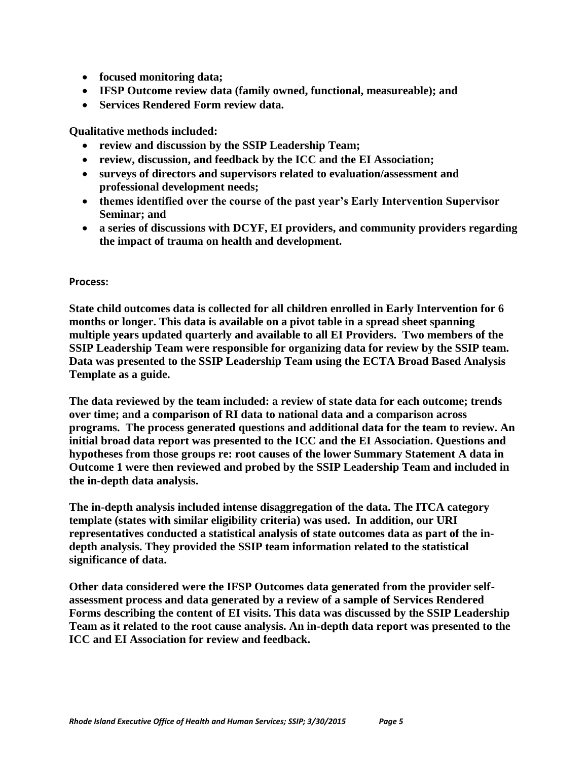- **focused monitoring data;**
- **IFSP Outcome review data (family owned, functional, measureable); and**
- **Services Rendered Form review data.**

**Qualitative methods included:**

- **review and discussion by the SSIP Leadership Team;**
- **review, discussion, and feedback by the ICC and the EI Association;**
- **surveys of directors and supervisors related to evaluation/assessment and professional development needs;**
- **themes identified over the course of the past year's Early Intervention Supervisor Seminar; and**
- **a series of discussions with DCYF, EI providers, and community providers regarding the impact of trauma on health and development.**

**Process:**

**State child outcomes data is collected for all children enrolled in Early Intervention for 6 months or longer. This data is available on a pivot table in a spread sheet spanning multiple years updated quarterly and available to all EI Providers. Two members of the SSIP Leadership Team were responsible for organizing data for review by the SSIP team. Data was presented to the SSIP Leadership Team using the ECTA Broad Based Analysis Template as a guide.**

**The data reviewed by the team included: a review of state data for each outcome; trends over time; and a comparison of RI data to national data and a comparison across programs. The process generated questions and additional data for the team to review. An initial broad data report was presented to the ICC and the EI Association. Questions and hypotheses from those groups re: root causes of the lower Summary Statement A data in Outcome 1 were then reviewed and probed by the SSIP Leadership Team and included in the in-depth data analysis.**

**The in-depth analysis included intense disaggregation of the data. The ITCA category template (states with similar eligibility criteria) was used. In addition, our URI representatives conducted a statistical analysis of state outcomes data as part of the in-depth analysis. They provided the SSIP team information related to the statistical significance of data.**

**Other data considered were the IFSP Outcomes data generated from the provider self-assessment process and data generated by a review of a sample of Services Rendered Forms describing the content of EI visits. This data was discussed by the SSIP Leadership Team as it related to the root cause analysis. An in-depth data report was presented to the ICC and EI Association for review and feedback.**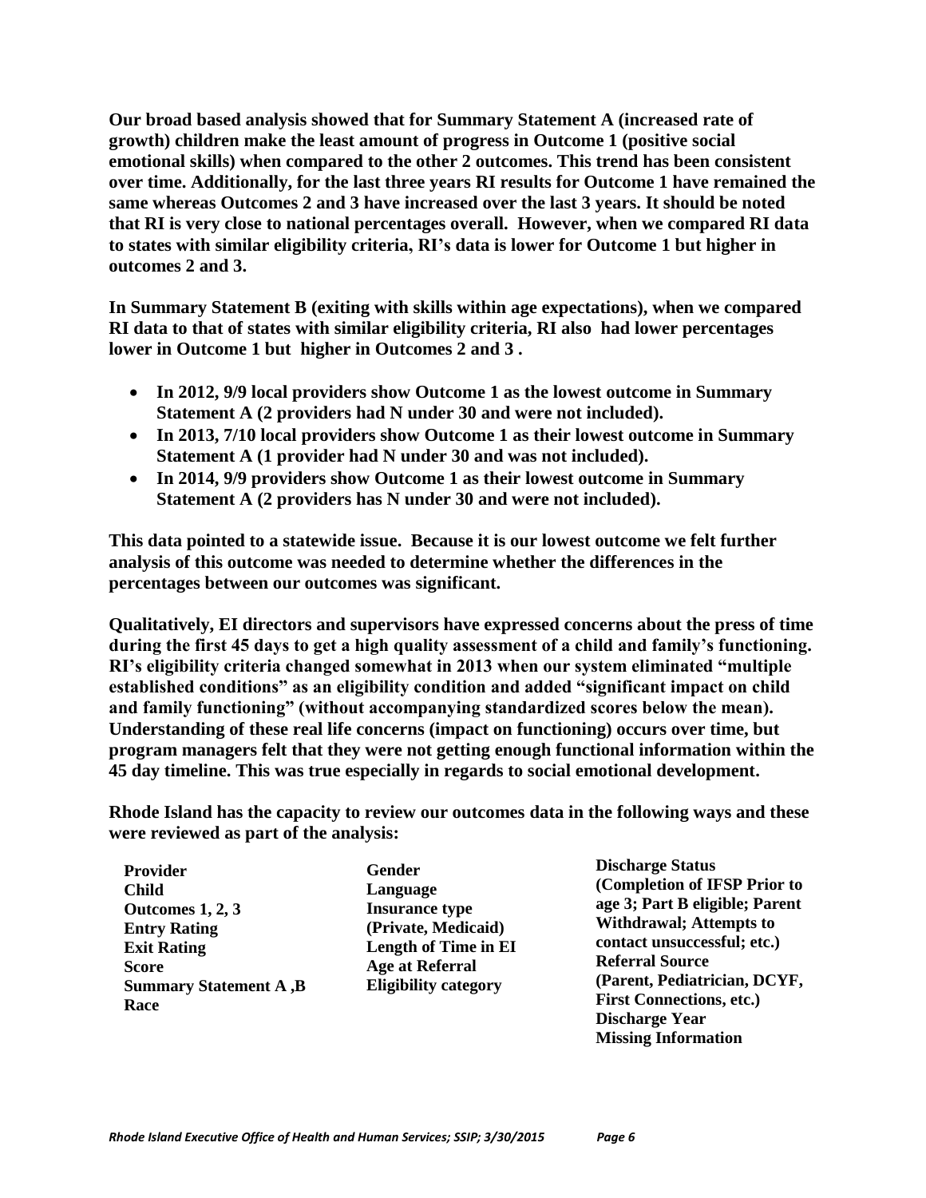**Our broad based analysis showed that for Summary Statement A (increased rate of growth) children make the least amount of progress in Outcome 1 (positive social emotional skills) when compared to the other 2 outcomes. This trend has been consistent over time. Additionally, for the last three years RI results for Outcome 1 have remained the same whereas Outcomes 2 and 3 have increased over the last 3 years. It should be noted that RI is very close to national percentages overall. However, when we compared RI data to states with similar eligibility criteria, RI's data is lower for Outcome 1 but higher in outcomes 2 and 3.**

**In Summary Statement B (exiting with skills within age expectations), when we compared RI data to that of states with similar eligibility criteria, RI also had lower percentages lower in Outcome 1 but higher in Outcomes 2 and 3 .**

- **In 2012, 9/9 local providers show Outcome 1 as the lowest outcome in Summary Statement A (2 providers had N under 30 and were not included).**
- **In 2013, 7/10 local providers show Outcome 1 as their lowest outcome in Summary Statement A (1 provider had N under 30 and was not included).**
- **In 2014, 9/9 providers show Outcome 1 as their lowest outcome in Summary Statement A (2 providers has N under 30 and were not included).**

**This data pointed to a statewide issue. Because it is our lowest outcome we felt further analysis of this outcome was needed to determine whether the differences in the percentages between our outcomes was significant.**

**Qualitatively, EI directors and supervisors have expressed concerns about the press of time during the first 45 days to get a high quality assessment of a child and family's functioning. RI's eligibility criteria changed somewhat in 2013 when our system eliminated "multiple established conditions" as an eligibility condition and added "significant impact on child and family functioning" (without accompanying standardized scores below the mean). Understanding of these real life concerns (impact on functioning) occurs over time, but program managers felt that they were not getting enough functional information within the 45 day timeline. This was true especially in regards to social emotional development.**

**Rhode Island has the capacity to review our outcomes data in the following ways and these were reviewed as part of the analysis:**

**Provider**
**Child**
**Outcomes 1, 2, 3**
**Entry Rating**
**Exit Rating**
**Score**
**Summary Statement A ,B**
**Race**
**Gender**
**Language**
**Insurance type (Private, Medicaid)**
**Length of Time in EI**
**Age at Referral**
**Eligibility category**
**Discharge Status (Completion of IFSP Prior to age 3; Part B eligible; Parent Withdrawal; Attempts to contact unsuccessful; etc.)**
**Referral Source (Parent, Pediatrician, DCYF, First Connections, etc.)**
**Discharge Year**
**Missing Information**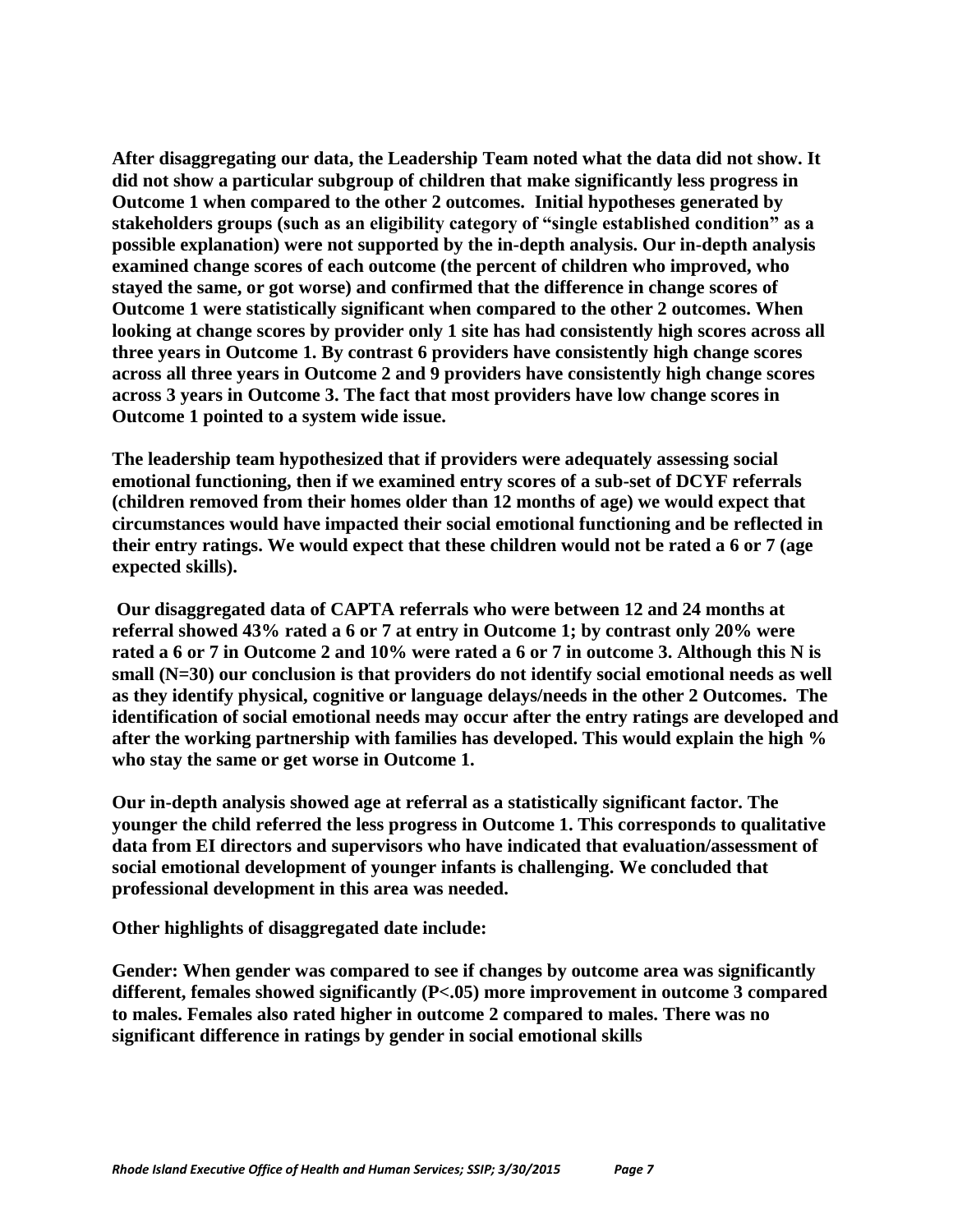**After disaggregating our data, the Leadership Team noted what the data did not show. It did not show a particular subgroup of children that make significantly less progress in Outcome 1 when compared to the other 2 outcomes. Initial hypotheses generated by stakeholders groups (such as an eligibility category of "single established condition" as a possible explanation) were not supported by the in-depth analysis. Our in-depth analysis examined change scores of each outcome (the percent of children who improved, who stayed the same, or got worse) and confirmed that the difference in change scores of Outcome 1 were statistically significant when compared to the other 2 outcomes. When looking at change scores by provider only 1 site has had consistently high scores across all three years in Outcome 1. By contrast 6 providers have consistently high change scores across all three years in Outcome 2 and 9 providers have consistently high change scores across 3 years in Outcome 3. The fact that most providers have low change scores in Outcome 1 pointed to a system wide issue.**

**The leadership team hypothesized that if providers were adequately assessing social emotional functioning, then if we examined entry scores of a sub-set of DCYF referrals (children removed from their homes older than 12 months of age) we would expect that circumstances would have impacted their social emotional functioning and be reflected in their entry ratings. We would expect that these children would not be rated a 6 or 7 (age expected skills).**

**Our disaggregated data of CAPTA referrals who were between 12 and 24 months at referral showed 43% rated a 6 or 7 at entry in Outcome 1; by contrast only 20% were rated a 6 or 7 in Outcome 2 and 10% were rated a 6 or 7 in outcome 3. Although this N is small (N=30) our conclusion is that providers do not identify social emotional needs as well as they identify physical, cognitive or language delays/needs in the other 2 Outcomes. The identification of social emotional needs may occur after the entry ratings are developed and after the working partnership with families has developed. This would explain the high % who stay the same or get worse in Outcome 1.**

**Our in-depth analysis showed age at referral as a statistically significant factor. The younger the child referred the less progress in Outcome 1. This corresponds to qualitative data from EI directors and supervisors who have indicated that evaluation/assessment of social emotional development of younger infants is challenging. We concluded that professional development in this area was needed.**

**Other highlights of disaggregated date include:**

**Gender: When gender was compared to see if changes by outcome area was significantly different, females showed significantly ($P<.05$) more improvement in outcome 3 compared to males. Females also rated higher in outcome 2 compared to males. There was no significant difference in ratings by gender in social emotional skills**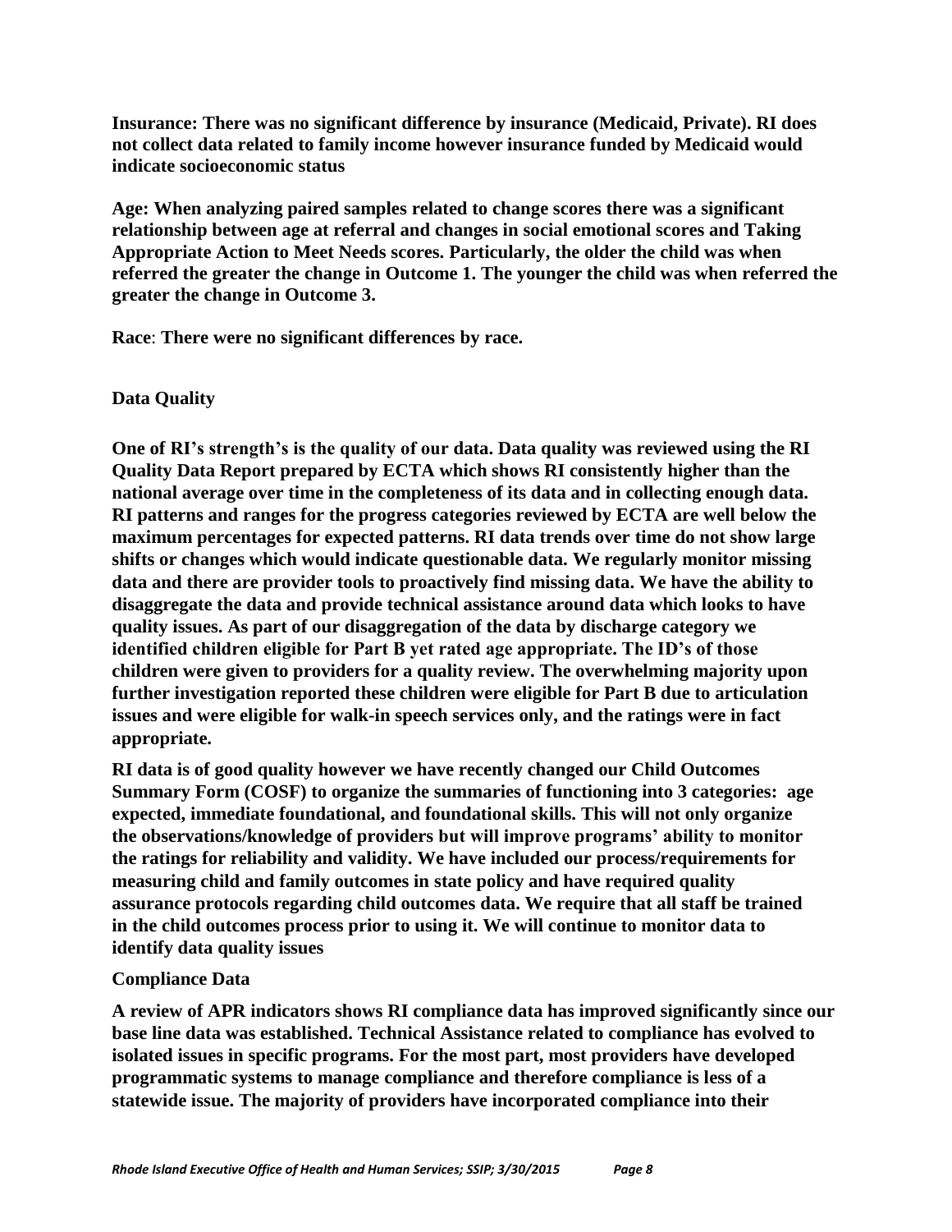**Insurance: There was no significant difference by insurance (Medicaid, Private). RI does not collect data related to family income however insurance funded by Medicaid would indicate socioeconomic status**

**Age: When analyzing paired samples related to change scores there was a significant relationship between age at referral and changes in social emotional scores and Taking Appropriate Action to Meet Needs scores. Particularly, the older the child was when referred the greater the change in Outcome 1. The younger the child was when referred the greater the change in Outcome 3.**

**Race**: **There were no significant differences by race.**

**Data Quality**

**One of RI's strength's is the quality of our data. Data quality was reviewed using the RI Quality Data Report prepared by ECTA which shows RI consistently higher than the national average over time in the completeness of its data and in collecting enough data. RI patterns and ranges for the progress categories reviewed by ECTA are well below the maximum percentages for expected patterns. RI data trends over time do not show large shifts or changes which would indicate questionable data. We regularly monitor missing data and there are provider tools to proactively find missing data. We have the ability to disaggregate the data and provide technical assistance around data which looks to have quality issues. As part of our disaggregation of the data by discharge category we identified children eligible for Part B yet rated age appropriate. The ID's of those children were given to providers for a quality review. The overwhelming majority upon further investigation reported these children were eligible for Part B due to articulation issues and were eligible for walk-in speech services only, and the ratings were in fact appropriate.**

**RI data is of good quality however we have recently changed our Child Outcomes Summary Form (COSF) to organize the summaries of functioning into 3 categories: age expected, immediate foundational, and foundational skills. This will not only organize the observations/knowledge of providers but will improve programs' ability to monitor the ratings for reliability and validity. We have included our process/requirements for measuring child and family outcomes in state policy and have required quality assurance protocols regarding child outcomes data. We require that all staff be trained in the child outcomes process prior to using it. We will continue to monitor data to identify data quality issues**

**Compliance Data**

**A review of APR indicators shows RI compliance data has improved significantly since our base line data was established. Technical Assistance related to compliance has evolved to isolated issues in specific programs. For the most part, most providers have developed programmatic systems to manage compliance and therefore compliance is less of a statewide issue. The majority of providers have incorporated compliance into their**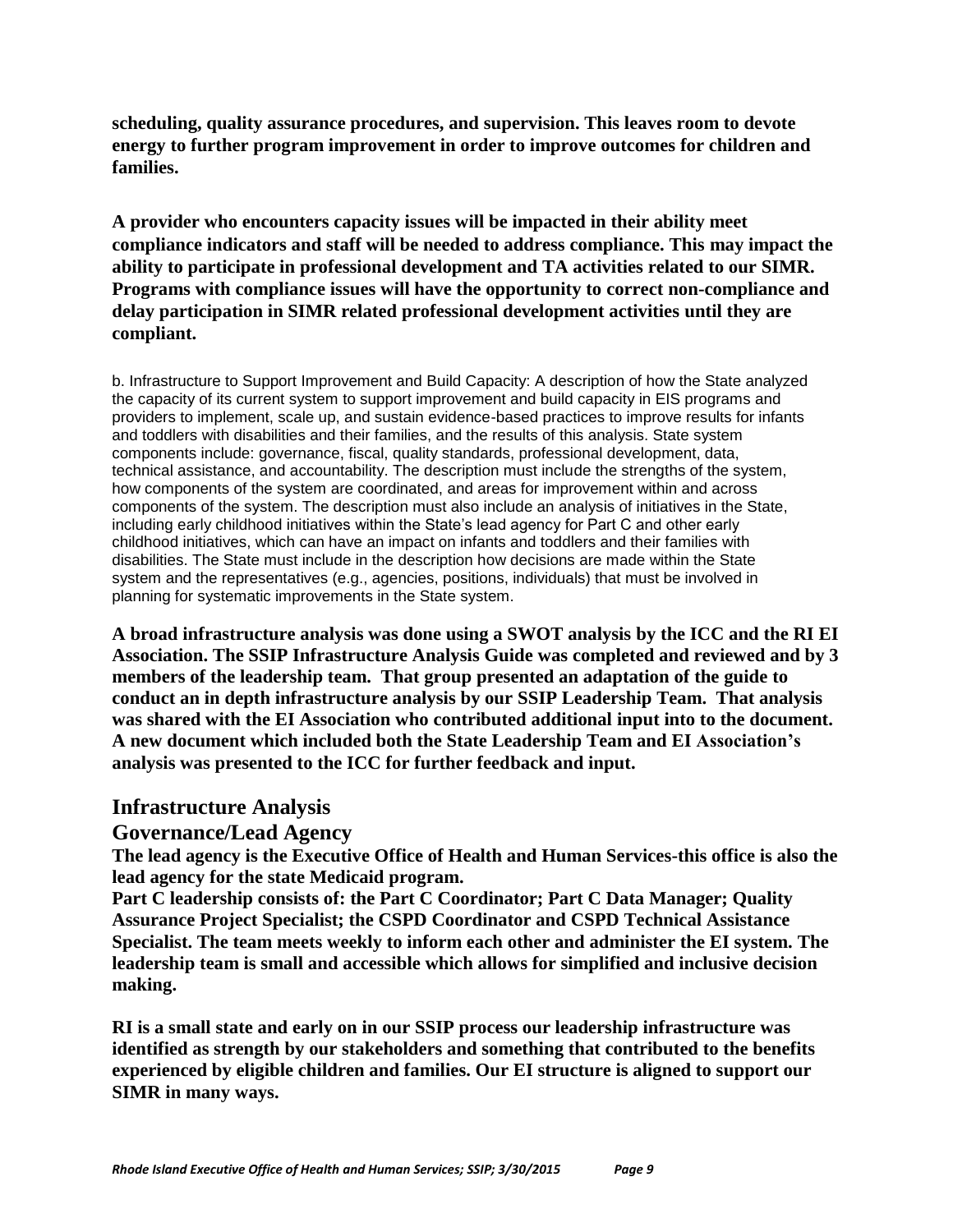**scheduling, quality assurance procedures, and supervision. This leaves room to devote energy to further program improvement in order to improve outcomes for children and families.**

**A provider who encounters capacity issues will be impacted in their ability meet compliance indicators and staff will be needed to address compliance. This may impact the ability to participate in professional development and TA activities related to our SIMR. Programs with compliance issues will have the opportunity to correct non-compliance and delay participation in SIMR related professional development activities until they are compliant.**

b. Infrastructure to Support Improvement and Build Capacity: A description of how the State analyzed the capacity of its current system to support improvement and build capacity in EIS programs and providers to implement, scale up, and sustain evidence-based practices to improve results for infants and toddlers with disabilities and their families, and the results of this analysis. State system components include: governance, fiscal, quality standards, professional development, data, technical assistance, and accountability. The description must include the strengths of the system, how components of the system are coordinated, and areas for improvement within and across components of the system. The description must also include an analysis of initiatives in the State, including early childhood initiatives within the State's lead agency for Part C and other early childhood initiatives, which can have an impact on infants and toddlers and their families with disabilities. The State must include in the description how decisions are made within the State system and the representatives (e.g., agencies, positions, individuals) that must be involved in planning for systematic improvements in the State system.

**A broad infrastructure analysis was done using a SWOT analysis by the ICC and the RI EI Association. The SSIP Infrastructure Analysis Guide was completed and reviewed and by 3 members of the leadership team. That group presented an adaptation of the guide to conduct an in depth infrastructure analysis by our SSIP Leadership Team. That analysis was shared with the EI Association who contributed additional input into to the document. A new document which included both the State Leadership Team and EI Association's analysis was presented to the ICC for further feedback and input.**

## Infrastructure Analysis

### Governance/Lead Agency

**The lead agency is the Executive Office of Health and Human Services-this office is also the lead agency for the state Medicaid program.**

**Part C leadership consists of: the Part C Coordinator; Part C Data Manager; Quality Assurance Project Specialist; the CSPD Coordinator and CSPD Technical Assistance Specialist. The team meets weekly to inform each other and administer the EI system. The leadership team is small and accessible which allows for simplified and inclusive decision making.**

**RI is a small state and early on in our SSIP process our leadership infrastructure was identified as strength by our stakeholders and something that contributed to the benefits experienced by eligible children and families. Our EI structure is aligned to support our SIMR in many ways.**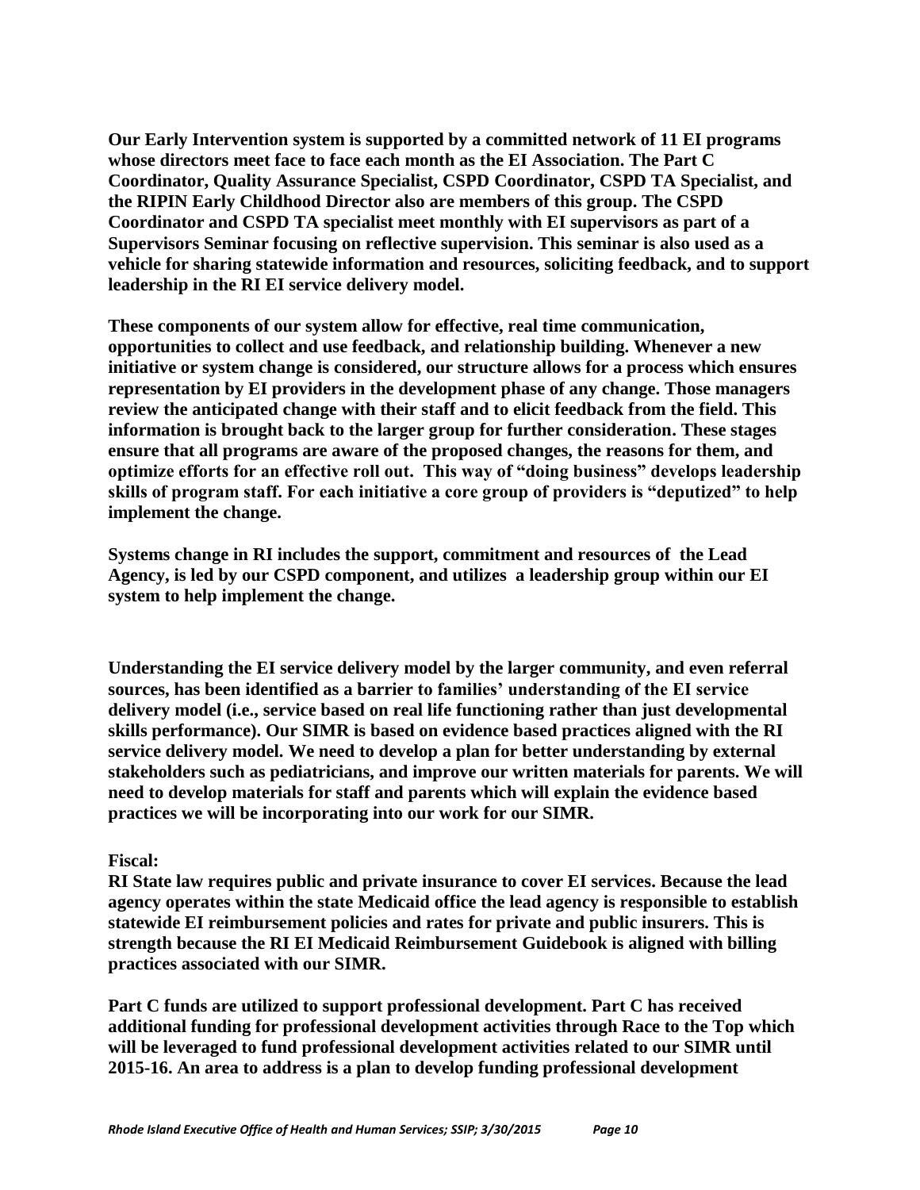**Our Early Intervention system is supported by a committed network of 11 EI programs whose directors meet face to face each month as the EI Association. The Part C Coordinator, Quality Assurance Specialist, CSPD Coordinator, CSPD TA Specialist, and the RIPIN Early Childhood Director also are members of this group. The CSPD Coordinator and CSPD TA specialist meet monthly with EI supervisors as part of a Supervisors Seminar focusing on reflective supervision. This seminar is also used as a vehicle for sharing statewide information and resources, soliciting feedback, and to support leadership in the RI EI service delivery model.**

**These components of our system allow for effective, real time communication, opportunities to collect and use feedback, and relationship building. Whenever a new initiative or system change is considered, our structure allows for a process which ensures representation by EI providers in the development phase of any change. Those managers review the anticipated change with their staff and to elicit feedback from the field. This information is brought back to the larger group for further consideration. These stages ensure that all programs are aware of the proposed changes, the reasons for them, and optimize efforts for an effective roll out. This way of "doing business" develops leadership skills of program staff. For each initiative a core group of providers is "deputized" to help implement the change.**

**Systems change in RI includes the support, commitment and resources of the Lead Agency, is led by our CSPD component, and utilizes a leadership group within our EI system to help implement the change.**

**Understanding the EI service delivery model by the larger community, and even referral sources, has been identified as a barrier to families' understanding of the EI service delivery model (i.e., service based on real life functioning rather than just developmental skills performance). Our SIMR is based on evidence based practices aligned with the RI service delivery model. We need to develop a plan for better understanding by external stakeholders such as pediatricians, and improve our written materials for parents. We will need to develop materials for staff and parents which will explain the evidence based practices we will be incorporating into our work for our SIMR.**

**Fiscal:**

**RI State law requires public and private insurance to cover EI services. Because the lead agency operates within the state Medicaid office the lead agency is responsible to establish statewide EI reimbursement policies and rates for private and public insurers. This is strength because the RI EI Medicaid Reimbursement Guidebook is aligned with billing practices associated with our SIMR.**

**Part C funds are utilized to support professional development. Part C has received additional funding for professional development activities through Race to the Top which will be leveraged to fund professional development activities related to our SIMR until 2015-16. An area to address is a plan to develop funding professional development**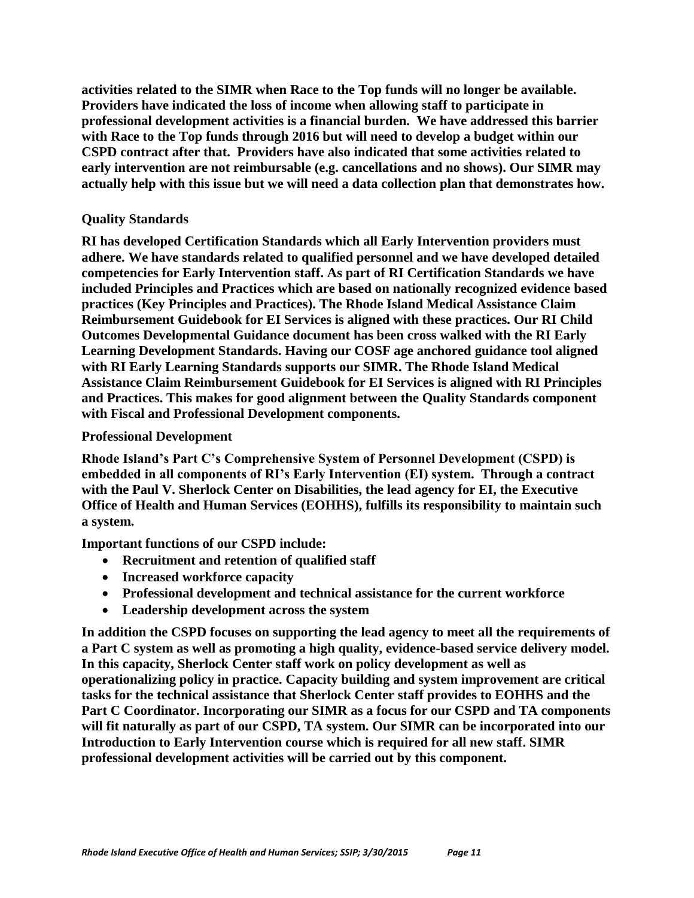**activities related to the SIMR when Race to the Top funds will no longer be available. Providers have indicated the loss of income when allowing staff to participate in professional development activities is a financial burden. We have addressed this barrier with Race to the Top funds through 2016 but will need to develop a budget within our CSPD contract after that. Providers have also indicated that some activities related to early intervention are not reimbursable (e.g. cancellations and no shows). Our SIMR may actually help with this issue but we will need a data collection plan that demonstrates how.**

### Quality Standards

**RI has developed Certification Standards which all Early Intervention providers must adhere. We have standards related to qualified personnel and we have developed detailed competencies for Early Intervention staff. As part of RI Certification Standards we have included Principles and Practices which are based on nationally recognized evidence based practices (Key Principles and Practices). The Rhode Island Medical Assistance Claim Reimbursement Guidebook for EI Services is aligned with these practices. Our RI Child Outcomes Developmental Guidance document has been cross walked with the RI Early Learning Development Standards. Having our COSF age anchored guidance tool aligned with RI Early Learning Standards supports our SIMR. The Rhode Island Medical Assistance Claim Reimbursement Guidebook for EI Services is aligned with RI Principles and Practices. This makes for good alignment between the Quality Standards component with Fiscal and Professional Development components.**

### Professional Development

**Rhode Island's Part C's Comprehensive System of Personnel Development (CSPD) is embedded in all components of RI's Early Intervention (EI) system. Through a contract with the Paul V. Sherlock Center on Disabilities, the lead agency for EI, the Executive Office of Health and Human Services (EOHHS), fulfills its responsibility to maintain such a system.**

**Important functions of our CSPD include:**

- **Recruitment and retention of qualified staff**
- **Increased workforce capacity**
- **Professional development and technical assistance for the current workforce**
- **Leadership development across the system**

**In addition the CSPD focuses on supporting the lead agency to meet all the requirements of a Part C system as well as promoting a high quality, evidence-based service delivery model. In this capacity, Sherlock Center staff work on policy development as well as operationalizing policy in practice. Capacity building and system improvement are critical tasks for the technical assistance that Sherlock Center staff provides to EOHHS and the Part C Coordinator. Incorporating our SIMR as a focus for our CSPD and TA components will fit naturally as part of our CSPD, TA system. Our SIMR can be incorporated into our Introduction to Early Intervention course which is required for all new staff. SIMR professional development activities will be carried out by this component.**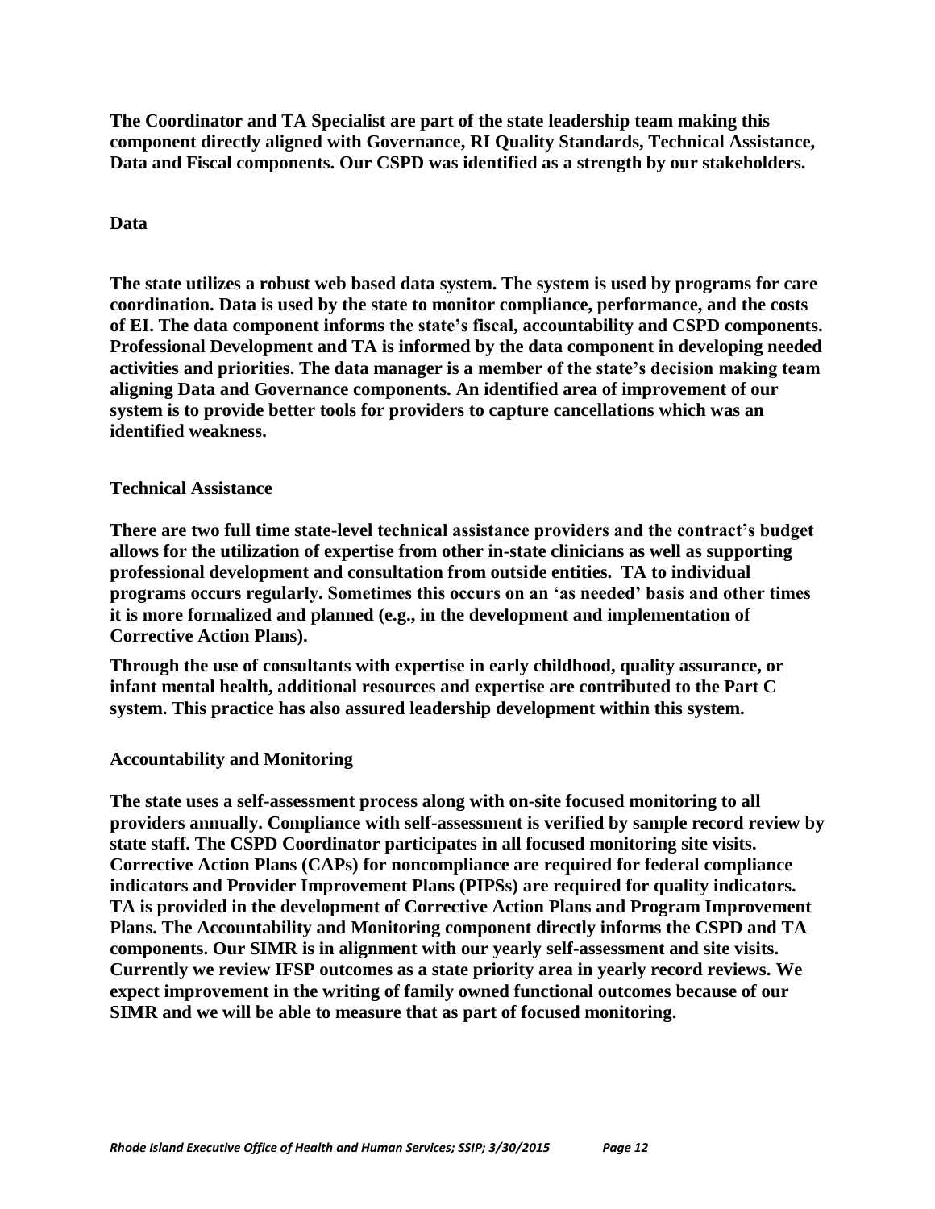**The Coordinator and TA Specialist are part of the state leadership team making this component directly aligned with Governance, RI Quality Standards, Technical Assistance, Data and Fiscal components. Our CSPD was identified as a strength by our stakeholders.**

**Data**

**The state utilizes a robust web based data system. The system is used by programs for care coordination. Data is used by the state to monitor compliance, performance, and the costs of EI. The data component informs the state's fiscal, accountability and CSPD components. Professional Development and TA is informed by the data component in developing needed activities and priorities. The data manager is a member of the state's decision making team aligning Data and Governance components. An identified area of improvement of our system is to provide better tools for providers to capture cancellations which was an identified weakness.**

**Technical Assistance**

**There are two full time state-level technical assistance providers and the contract's budget allows for the utilization of expertise from other in-state clinicians as well as supporting professional development and consultation from outside entities. TA to individual programs occurs regularly. Sometimes this occurs on an 'as needed' basis and other times it is more formalized and planned (e.g., in the development and implementation of Corrective Action Plans).**

**Through the use of consultants with expertise in early childhood, quality assurance, or infant mental health, additional resources and expertise are contributed to the Part C system. This practice has also assured leadership development within this system.**

**Accountability and Monitoring**

**The state uses a self-assessment process along with on-site focused monitoring to all providers annually. Compliance with self-assessment is verified by sample record review by state staff. The CSPD Coordinator participates in all focused monitoring site visits. Corrective Action Plans (CAPs) for noncompliance are required for federal compliance indicators and Provider Improvement Plans (PIPSs) are required for quality indicators. TA is provided in the development of Corrective Action Plans and Program Improvement Plans. The Accountability and Monitoring component directly informs the CSPD and TA components. Our SIMR is in alignment with our yearly self-assessment and site visits. Currently we review IFSP outcomes as a state priority area in yearly record reviews. We expect improvement in the writing of family owned functional outcomes because of our SIMR and we will be able to measure that as part of focused monitoring.**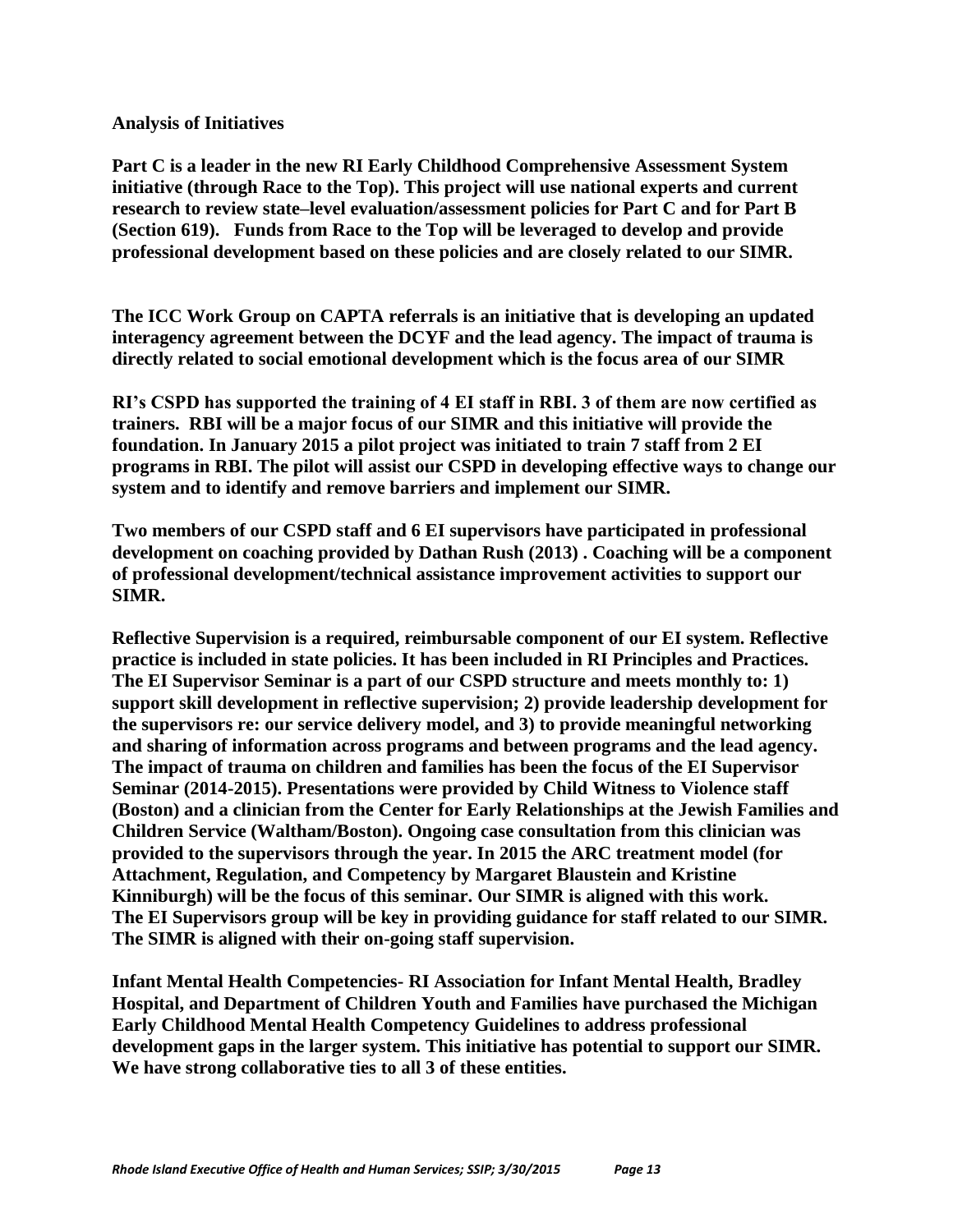**Analysis of Initiatives**

**Part C is a leader in the new RI Early Childhood Comprehensive Assessment System initiative (through Race to the Top). This project will use national experts and current research to review state–level evaluation/assessment policies for Part C and for Part B (Section 619). Funds from Race to the Top will be leveraged to develop and provide professional development based on these policies and are closely related to our SIMR.**

**The ICC Work Group on CAPTA referrals is an initiative that is developing an updated interagency agreement between the DCYF and the lead agency. The impact of trauma is directly related to social emotional development which is the focus area of our SIMR**

**RI's CSPD has supported the training of 4 EI staff in RBI. 3 of them are now certified as trainers. RBI will be a major focus of our SIMR and this initiative will provide the foundation. In January 2015 a pilot project was initiated to train 7 staff from 2 EI programs in RBI. The pilot will assist our CSPD in developing effective ways to change our system and to identify and remove barriers and implement our SIMR.**

**Two members of our CSPD staff and 6 EI supervisors have participated in professional development on coaching provided by Dathan Rush (2013) . Coaching will be a component of professional development/technical assistance improvement activities to support our SIMR.**

**Reflective Supervision is a required, reimbursable component of our EI system. Reflective practice is included in state policies. It has been included in RI Principles and Practices. The EI Supervisor Seminar is a part of our CSPD structure and meets monthly to: 1) support skill development in reflective supervision; 2) provide leadership development for the supervisors re: our service delivery model, and 3) to provide meaningful networking and sharing of information across programs and between programs and the lead agency. The impact of trauma on children and families has been the focus of the EI Supervisor Seminar (2014-2015). Presentations were provided by Child Witness to Violence staff (Boston) and a clinician from the Center for Early Relationships at the Jewish Families and Children Service (Waltham/Boston). Ongoing case consultation from this clinician was provided to the supervisors through the year. In 2015 the ARC treatment model (for Attachment, Regulation, and Competency by Margaret Blaustein and Kristine Kinniburgh) will be the focus of this seminar. Our SIMR is aligned with this work. The EI Supervisors group will be key in providing guidance for staff related to our SIMR. The SIMR is aligned with their on-going staff supervision.**

**Infant Mental Health Competencies- RI Association for Infant Mental Health, Bradley Hospital, and Department of Children Youth and Families have purchased the Michigan Early Childhood Mental Health Competency Guidelines to address professional development gaps in the larger system. This initiative has potential to support our SIMR. We have strong collaborative ties to all 3 of these entities.**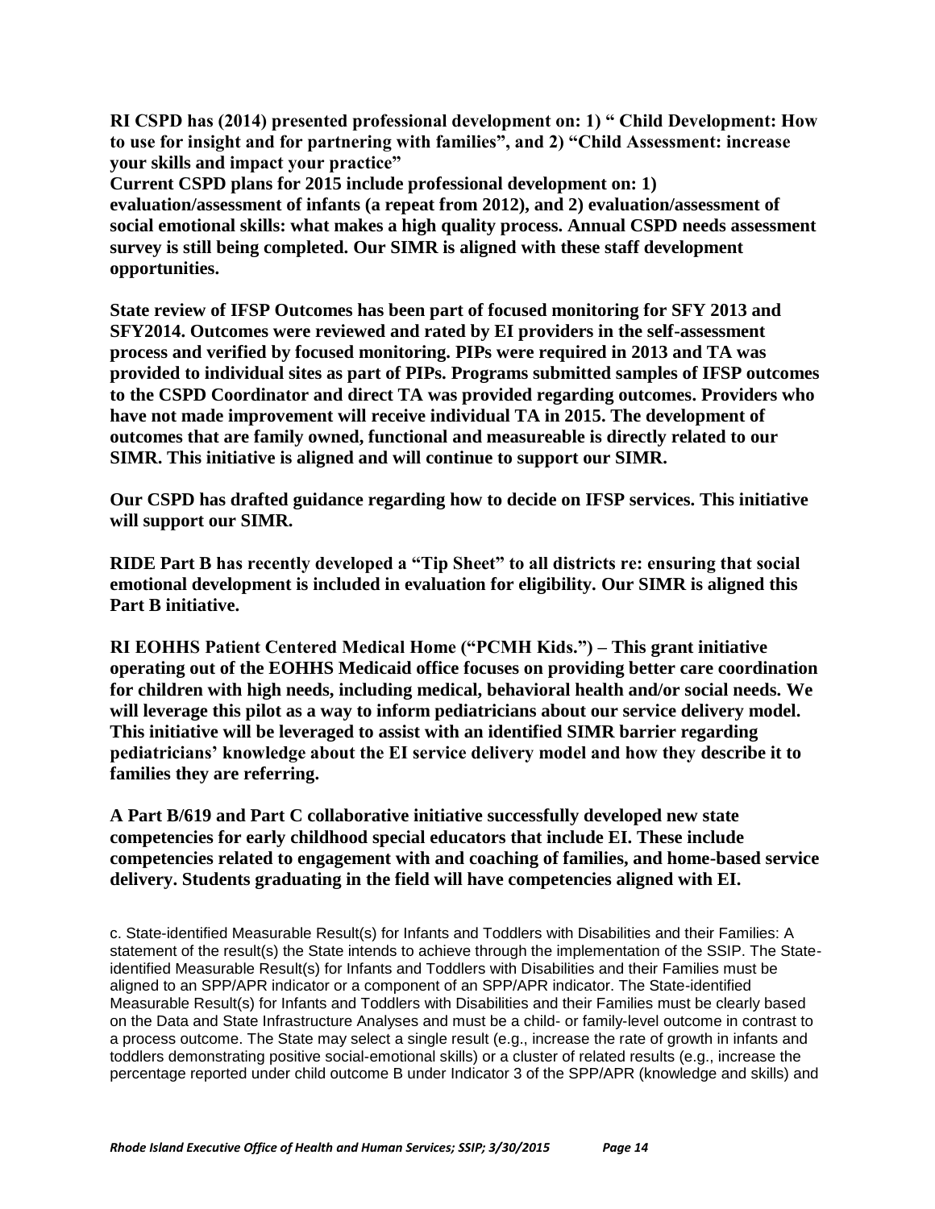**RI CSPD has (2014) presented professional development on: 1) " Child Development: How to use for insight and for partnering with families", and 2) "Child Assessment: increase your skills and impact your practice"**
**Current CSPD plans for 2015 include professional development on: 1) evaluation/assessment of infants (a repeat from 2012), and 2) evaluation/assessment of social emotional skills: what makes a high quality process. Annual CSPD needs assessment survey is still being completed. Our SIMR is aligned with these staff development opportunities.**

**State review of IFSP Outcomes has been part of focused monitoring for SFY 2013 and SFY2014. Outcomes were reviewed and rated by EI providers in the self-assessment process and verified by focused monitoring. PIPs were required in 2013 and TA was provided to individual sites as part of PIPs. Programs submitted samples of IFSP outcomes to the CSPD Coordinator and direct TA was provided regarding outcomes. Providers who have not made improvement will receive individual TA in 2015. The development of outcomes that are family owned, functional and measureable is directly related to our SIMR. This initiative is aligned and will continue to support our SIMR.**

**Our CSPD has drafted guidance regarding how to decide on IFSP services. This initiative will support our SIMR.**

**RIDE Part B has recently developed a "Tip Sheet" to all districts re: ensuring that social emotional development is included in evaluation for eligibility. Our SIMR is aligned this Part B initiative.**

**RI EOHHS Patient Centered Medical Home ("PCMH Kids.") – This grant initiative operating out of the EOHHS Medicaid office focuses on providing better care coordination for children with high needs, including medical, behavioral health and/or social needs. We will leverage this pilot as a way to inform pediatricians about our service delivery model. This initiative will be leveraged to assist with an identified SIMR barrier regarding pediatricians' knowledge about the EI service delivery model and how they describe it to families they are referring.**

**A Part B/619 and Part C collaborative initiative successfully developed new state competencies for early childhood special educators that include EI. These include competencies related to engagement with and coaching of families, and home-based service delivery. Students graduating in the field will have competencies aligned with EI.**

c. State-identified Measurable Result(s) for Infants and Toddlers with Disabilities and their Families: A statement of the result(s) the State intends to achieve through the implementation of the SSIP. The State-identified Measurable Result(s) for Infants and Toddlers with Disabilities and their Families must be aligned to an SPP/APR indicator or a component of an SPP/APR indicator. The State-identified Measurable Result(s) for Infants and Toddlers with Disabilities and their Families must be clearly based on the Data and State Infrastructure Analyses and must be a child- or family-level outcome in contrast to a process outcome. The State may select a single result (e.g., increase the rate of growth in infants and toddlers demonstrating positive social-emotional skills) or a cluster of related results (e.g., increase the percentage reported under child outcome B under Indicator 3 of the SPP/APR (knowledge and skills) and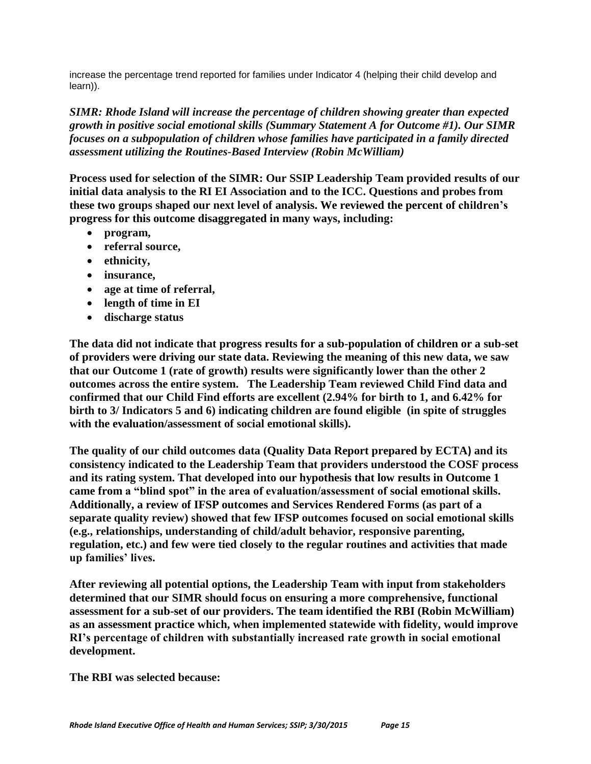increase the percentage trend reported for families under Indicator 4 (helping their child develop and learn)).

***SIMR: Rhode Island will increase the percentage of children showing greater than expected growth in positive social emotional skills (Summary Statement A for Outcome #1). Our SIMR focuses on a subpopulation of children whose families have participated in a family directed assessment utilizing the Routines-Based Interview (Robin McWilliam)***

**Process used for selection of the SIMR: Our SSIP Leadership Team provided results of our initial data analysis to the RI EI Association and to the ICC. Questions and probes from these two groups shaped our next level of analysis. We reviewed the percent of children's progress for this outcome disaggregated in many ways, including:**

- **program,**
- **referral source,**
- **ethnicity,**
- **insurance,**
- **age at time of referral,**
- **length of time in EI**
- **discharge status**

**The data did not indicate that progress results for a sub-population of children or a sub-set of providers were driving our state data. Reviewing the meaning of this new data, we saw that our Outcome 1 (rate of growth) results were significantly lower than the other 2 outcomes across the entire system. The Leadership Team reviewed Child Find data and confirmed that our Child Find efforts are excellent (2.94% for birth to 1, and 6.42% for birth to 3/ Indicators 5 and 6) indicating children are found eligible (in spite of struggles with the evaluation/assessment of social emotional skills).**

**The quality of our child outcomes data (Quality Data Report prepared by ECTA) and its consistency indicated to the Leadership Team that providers understood the COSF process and its rating system. That developed into our hypothesis that low results in Outcome 1 came from a "blind spot" in the area of evaluation/assessment of social emotional skills. Additionally, a review of IFSP outcomes and Services Rendered Forms (as part of a separate quality review) showed that few IFSP outcomes focused on social emotional skills (e.g., relationships, understanding of child/adult behavior, responsive parenting, regulation, etc.) and few were tied closely to the regular routines and activities that made up families' lives.**

**After reviewing all potential options, the Leadership Team with input from stakeholders determined that our SIMR should focus on ensuring a more comprehensive, functional assessment for a sub-set of our providers. The team identified the RBI (Robin McWilliam) as an assessment practice which, when implemented statewide with fidelity, would improve RI's percentage of children with substantially increased rate growth in social emotional development.**

**The RBI was selected because:**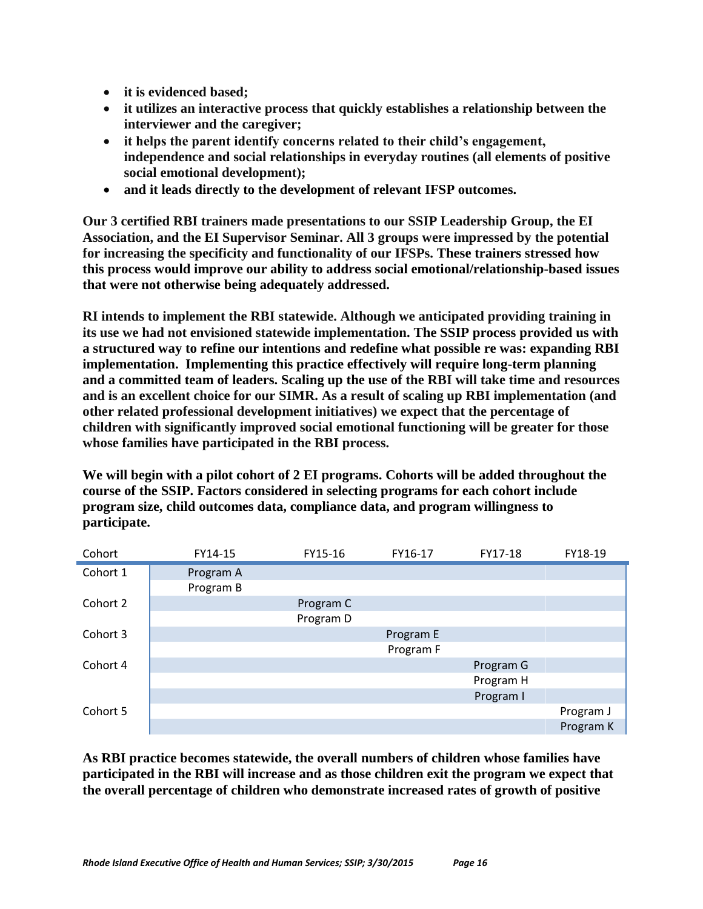- **it is evidenced based;**
- **it utilizes an interactive process that quickly establishes a relationship between the interviewer and the caregiver;**
- **it helps the parent identify concerns related to their child's engagement, independence and social relationships in everyday routines (all elements of positive social emotional development);**
- **and it leads directly to the development of relevant IFSP outcomes.**

**Our 3 certified RBI trainers made presentations to our SSIP Leadership Group, the EI Association, and the EI Supervisor Seminar. All 3 groups were impressed by the potential for increasing the specificity and functionality of our IFSPs. These trainers stressed how this process would improve our ability to address social emotional/relationship-based issues that were not otherwise being adequately addressed.**

**RI intends to implement the RBI statewide. Although we anticipated providing training in its use we had not envisioned statewide implementation. The SSIP process provided us with a structured way to refine our intentions and redefine what possible re was: expanding RBI implementation. Implementing this practice effectively will require long-term planning and a committed team of leaders. Scaling up the use of the RBI will take time and resources and is an excellent choice for our SIMR. As a result of scaling up RBI implementation (and other related professional development initiatives) we expect that the percentage of children with significantly improved social emotional functioning will be greater for those whose families have participated in the RBI process.**

**We will begin with a pilot cohort of 2 EI programs. Cohorts will be added throughout the course of the SSIP. Factors considered in selecting programs for each cohort include program size, child outcomes data, compliance data, and program willingness to participate.**

| Cohort | FY14-15 | FY15-16 | FY16-17 | FY17-18 | FY18-19 |
|---|---|---|---|---|---|
| Cohort 1 | Program A | | | | |
| | Program B | | | | |
| Cohort 2 | | Program C | | | |
| | | Program D | | | |
| Cohort 3 | | | Program E | | |
| | | | Program F | | |
| Cohort 4 | | | | Program G | |
| | | | | Program H | |
| | | | | Program I | |
| Cohort 5 | | | | | Program J |
| | | | | | Program K |

**As RBI practice becomes statewide, the overall numbers of children whose families have participated in the RBI will increase and as those children exit the program we expect that the overall percentage of children who demonstrate increased rates of growth of positive**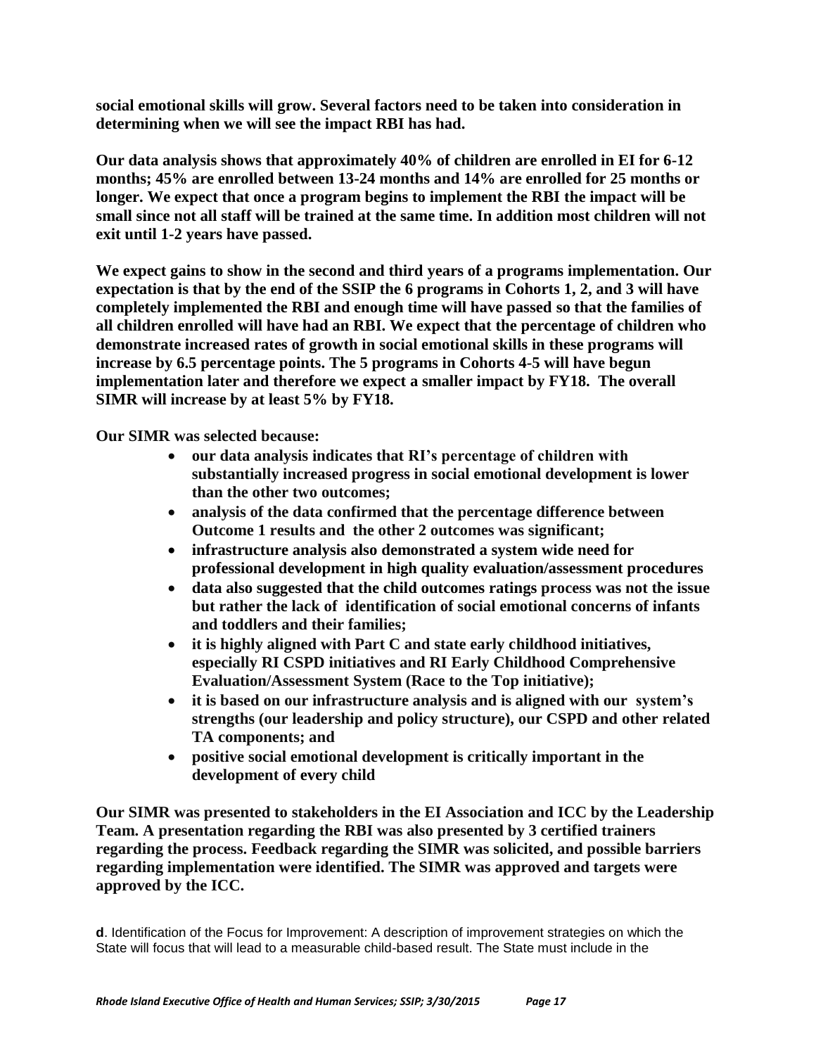**social emotional skills will grow. Several factors need to be taken into consideration in determining when we will see the impact RBI has had.**

**Our data analysis shows that approximately 40% of children are enrolled in EI for 6-12 months; 45% are enrolled between 13-24 months and 14% are enrolled for 25 months or longer. We expect that once a program begins to implement the RBI the impact will be small since not all staff will be trained at the same time. In addition most children will not exit until 1-2 years have passed.**

**We expect gains to show in the second and third years of a programs implementation. Our expectation is that by the end of the SSIP the 6 programs in Cohorts 1, 2, and 3 will have completely implemented the RBI and enough time will have passed so that the families of all children enrolled will have had an RBI. We expect that the percentage of children who demonstrate increased rates of growth in social emotional skills in these programs will increase by 6.5 percentage points. The 5 programs in Cohorts 4-5 will have begun implementation later and therefore we expect a smaller impact by FY18. The overall SIMR will increase by at least 5% by FY18.**

**Our SIMR was selected because:**

- **our data analysis indicates that RI's percentage of children with substantially increased progress in social emotional development is lower than the other two outcomes;**
- **analysis of the data confirmed that the percentage difference between Outcome 1 results and the other 2 outcomes was significant;**
- **infrastructure analysis also demonstrated a system wide need for professional development in high quality evaluation/assessment procedures**
- **data also suggested that the child outcomes ratings process was not the issue but rather the lack of identification of social emotional concerns of infants and toddlers and their families;**
- **it is highly aligned with Part C and state early childhood initiatives, especially RI CSPD initiatives and RI Early Childhood Comprehensive Evaluation/Assessment System (Race to the Top initiative);**
- **it is based on our infrastructure analysis and is aligned with our system's strengths (our leadership and policy structure), our CSPD and other related TA components; and**
- **positive social emotional development is critically important in the development of every child**

**Our SIMR was presented to stakeholders in the EI Association and ICC by the Leadership Team. A presentation regarding the RBI was also presented by 3 certified trainers regarding the process. Feedback regarding the SIMR was solicited, and possible barriers regarding implementation were identified. The SIMR was approved and targets were approved by the ICC.**

**d**. Identification of the Focus for Improvement: A description of improvement strategies on which the State will focus that will lead to a measurable child-based result. The State must include in the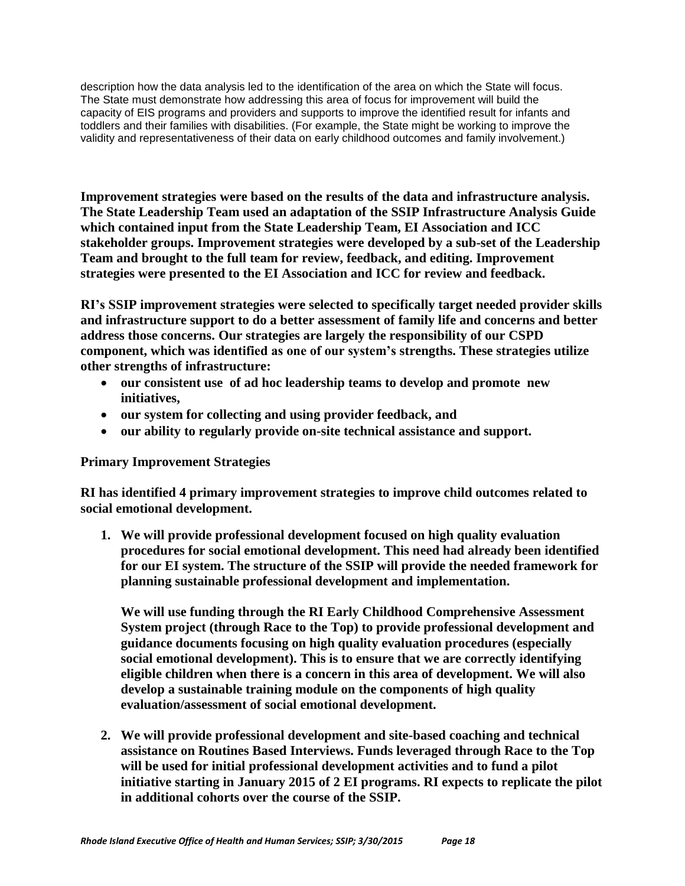description how the data analysis led to the identification of the area on which the State will focus. The State must demonstrate how addressing this area of focus for improvement will build the capacity of EIS programs and providers and supports to improve the identified result for infants and toddlers and their families with disabilities. (For example, the State might be working to improve the validity and representativeness of their data on early childhood outcomes and family involvement.)

**Improvement strategies were based on the results of the data and infrastructure analysis. The State Leadership Team used an adaptation of the SSIP Infrastructure Analysis Guide which contained input from the State Leadership Team, EI Association and ICC stakeholder groups. Improvement strategies were developed by a sub-set of the Leadership Team and brought to the full team for review, feedback, and editing. Improvement strategies were presented to the EI Association and ICC for review and feedback.**

**RI's SSIP improvement strategies were selected to specifically target needed provider skills and infrastructure support to do a better assessment of family life and concerns and better address those concerns. Our strategies are largely the responsibility of our CSPD component, which was identified as one of our system's strengths. These strategies utilize other strengths of infrastructure:**

- **our consistent use of ad hoc leadership teams to develop and promote new initiatives,**
- **our system for collecting and using provider feedback, and**
- **our ability to regularly provide on-site technical assistance and support.**

**Primary Improvement Strategies**

**RI has identified 4 primary improvement strategies to improve child outcomes related to social emotional development.**

1. **We will provide professional development focused on high quality evaluation procedures for social emotional development. This need had already been identified for our EI system. The structure of the SSIP will provide the needed framework for planning sustainable professional development and implementation.**

   **We will use funding through the RI Early Childhood Comprehensive Assessment System project (through Race to the Top) to provide professional development and guidance documents focusing on high quality evaluation procedures (especially social emotional development). This is to ensure that we are correctly identifying eligible children when there is a concern in this area of development. We will also develop a sustainable training module on the components of high quality evaluation/assessment of social emotional development.**

2. **We will provide professional development and site-based coaching and technical assistance on Routines Based Interviews. Funds leveraged through Race to the Top will be used for initial professional development activities and to fund a pilot initiative starting in January 2015 of 2 EI programs. RI expects to replicate the pilot in additional cohorts over the course of the SSIP.**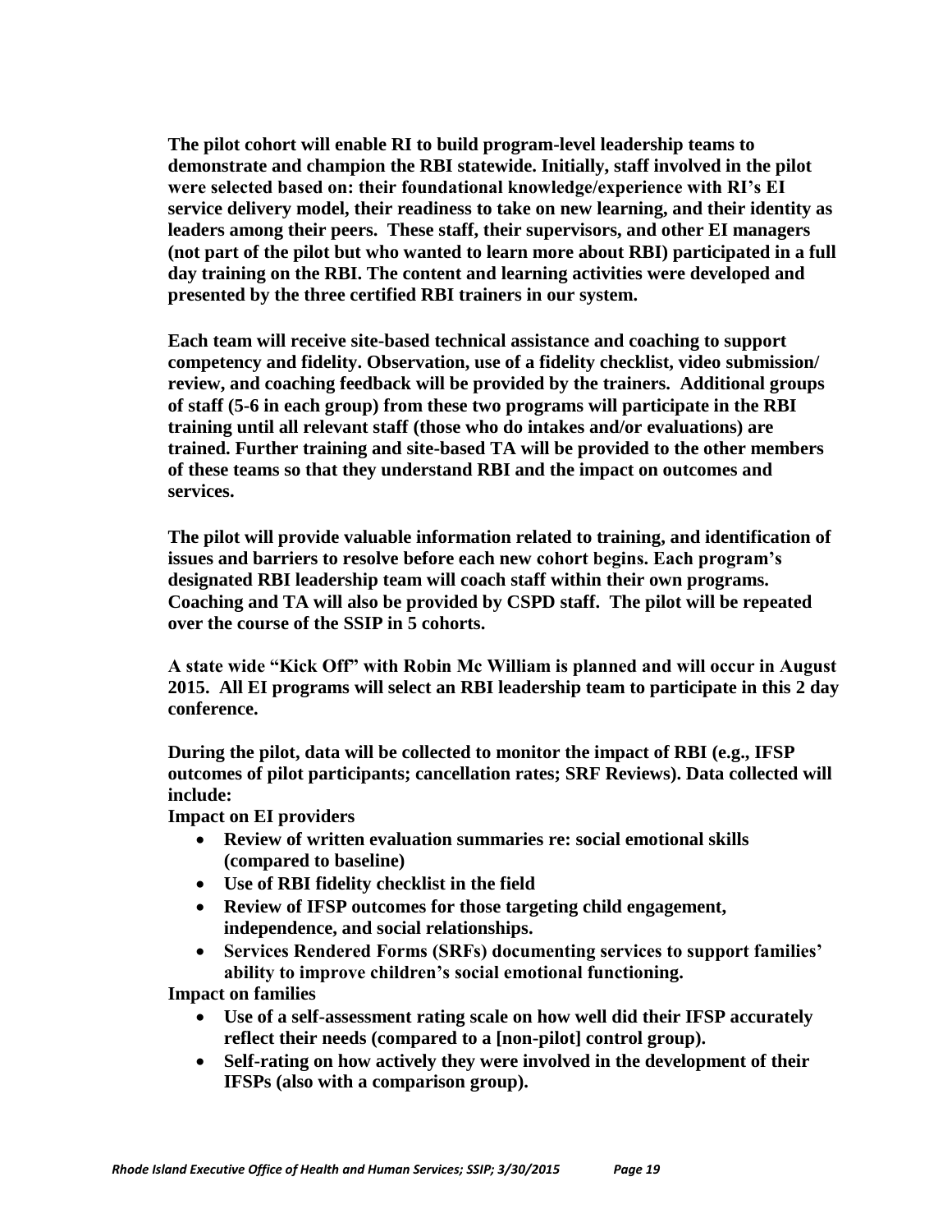**The pilot cohort will enable RI to build program-level leadership teams to demonstrate and champion the RBI statewide. Initially, staff involved in the pilot were selected based on: their foundational knowledge/experience with RI's EI service delivery model, their readiness to take on new learning, and their identity as leaders among their peers. These staff, their supervisors, and other EI managers (not part of the pilot but who wanted to learn more about RBI) participated in a full day training on the RBI. The content and learning activities were developed and presented by the three certified RBI trainers in our system.**

**Each team will receive site-based technical assistance and coaching to support competency and fidelity. Observation, use of a fidelity checklist, video submission/ review, and coaching feedback will be provided by the trainers. Additional groups of staff (5-6 in each group) from these two programs will participate in the RBI training until all relevant staff (those who do intakes and/or evaluations) are trained. Further training and site-based TA will be provided to the other members of these teams so that they understand RBI and the impact on outcomes and services.**

**The pilot will provide valuable information related to training, and identification of issues and barriers to resolve before each new cohort begins. Each program's designated RBI leadership team will coach staff within their own programs. Coaching and TA will also be provided by CSPD staff. The pilot will be repeated over the course of the SSIP in 5 cohorts.**

**A state wide "Kick Off" with Robin Mc William is planned and will occur in August 2015. All EI programs will select an RBI leadership team to participate in this 2 day conference.**

**During the pilot, data will be collected to monitor the impact of RBI (e.g., IFSP outcomes of pilot participants; cancellation rates; SRF Reviews). Data collected will include:**

**Impact on EI providers**

- **Review of written evaluation summaries re: social emotional skills (compared to baseline)**
- **Use of RBI fidelity checklist in the field**
- **Review of IFSP outcomes for those targeting child engagement, independence, and social relationships.**
- **Services Rendered Forms (SRFs) documenting services to support families' ability to improve children's social emotional functioning.**

**Impact on families**

- **Use of a self-assessment rating scale on how well did their IFSP accurately reflect their needs (compared to a [non-pilot] control group).**
- **Self-rating on how actively they were involved in the development of their IFSPs (also with a comparison group).**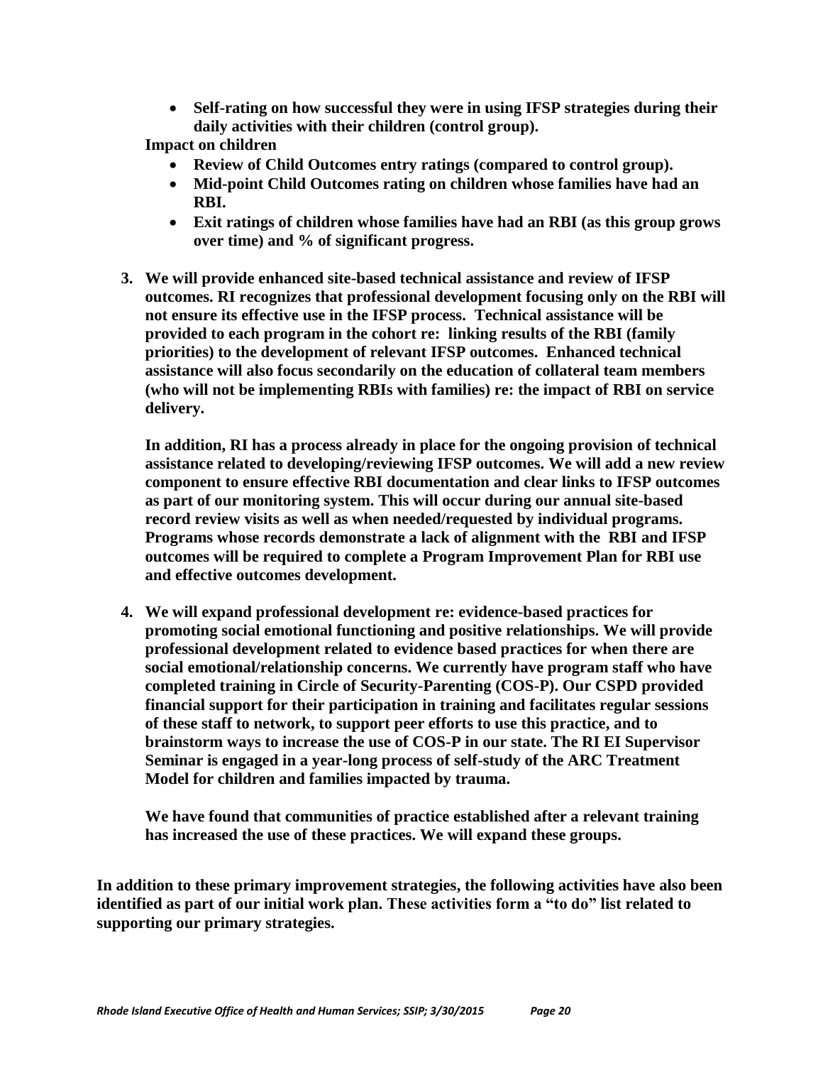- **Self-rating on how successful they were in using IFSP strategies during their daily activities with their children (control group).**

**Impact on children**

- **Review of Child Outcomes entry ratings (compared to control group).**
- **Mid-point Child Outcomes rating on children whose families have had an RBI.**
- **Exit ratings of children whose families have had an RBI (as this group grows over time) and % of significant progress.**

3. **We will provide enhanced site-based technical assistance and review of IFSP outcomes. RI recognizes that professional development focusing only on the RBI will not ensure its effective use in the IFSP process. Technical assistance will be provided to each program in the cohort re: linking results of the RBI (family priorities) to the development of relevant IFSP outcomes. Enhanced technical assistance will also focus secondarily on the education of collateral team members (who will not be implementing RBIs with families) re: the impact of RBI on service delivery.**

   **In addition, RI has a process already in place for the ongoing provision of technical assistance related to developing/reviewing IFSP outcomes. We will add a new review component to ensure effective RBI documentation and clear links to IFSP outcomes as part of our monitoring system. This will occur during our annual site-based record review visits as well as when needed/requested by individual programs. Programs whose records demonstrate a lack of alignment with the RBI and IFSP outcomes will be required to complete a Program Improvement Plan for RBI use and effective outcomes development.**

4. **We will expand professional development re: evidence-based practices for promoting social emotional functioning and positive relationships. We will provide professional development related to evidence based practices for when there are social emotional/relationship concerns. We currently have program staff who have completed training in Circle of Security-Parenting (COS-P). Our CSPD provided financial support for their participation in training and facilitates regular sessions of these staff to network, to support peer efforts to use this practice, and to brainstorm ways to increase the use of COS-P in our state. The RI EI Supervisor Seminar is engaged in a year-long process of self-study of the ARC Treatment Model for children and families impacted by trauma.**

   **We have found that communities of practice established after a relevant training has increased the use of these practices. We will expand these groups.**

**In addition to these primary improvement strategies, the following activities have also been identified as part of our initial work plan. These activities form a "to do" list related to supporting our primary strategies.**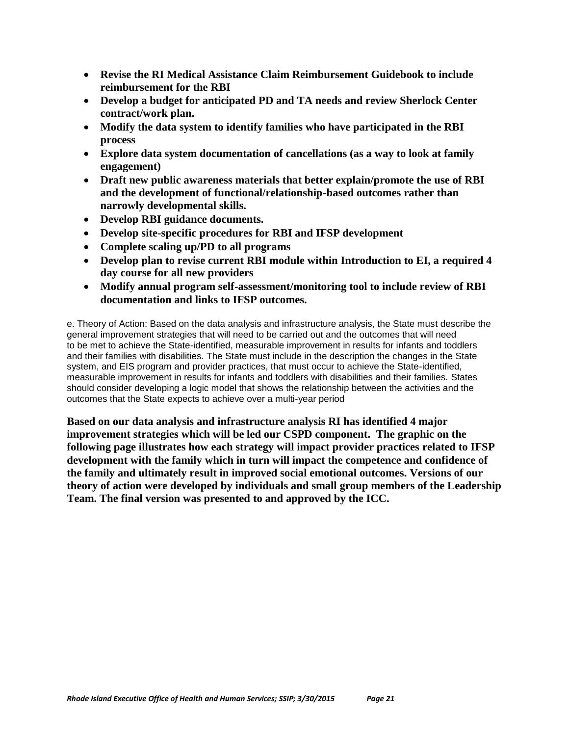- **Revise the RI Medical Assistance Claim Reimbursement Guidebook to include reimbursement for the RBI**
- **Develop a budget for anticipated PD and TA needs and review Sherlock Center contract/work plan.**
- **Modify the data system to identify families who have participated in the RBI process**
- **Explore data system documentation of cancellations (as a way to look at family engagement)**
- **Draft new public awareness materials that better explain/promote the use of RBI and the development of functional/relationship-based outcomes rather than narrowly developmental skills.**
- **Develop RBI guidance documents.**
- **Develop site-specific procedures for RBI and IFSP development**
- **Complete scaling up/PD to all programs**
- **Develop plan to revise current RBI module within Introduction to EI, a required 4 day course for all new providers**
- **Modify annual program self-assessment/monitoring tool to include review of RBI documentation and links to IFSP outcomes.**

e. Theory of Action: Based on the data analysis and infrastructure analysis, the State must describe the general improvement strategies that will need to be carried out and the outcomes that will need to be met to achieve the State-identified, measurable improvement in results for infants and toddlers and their families with disabilities. The State must include in the description the changes in the State system, and EIS program and provider practices, that must occur to achieve the State-identified, measurable improvement in results for infants and toddlers with disabilities and their families. States should consider developing a logic model that shows the relationship between the activities and the outcomes that the State expects to achieve over a multi-year period

**Based on our data analysis and infrastructure analysis RI has identified 4 major improvement strategies which will be led our CSPD component. The graphic on the following page illustrates how each strategy will impact provider practices related to IFSP development with the family which in turn will impact the competence and confidence of the family and ultimately result in improved social emotional outcomes. Versions of our theory of action were developed by individuals and small group members of the Leadership Team. The final version was presented to and approved by the ICC.**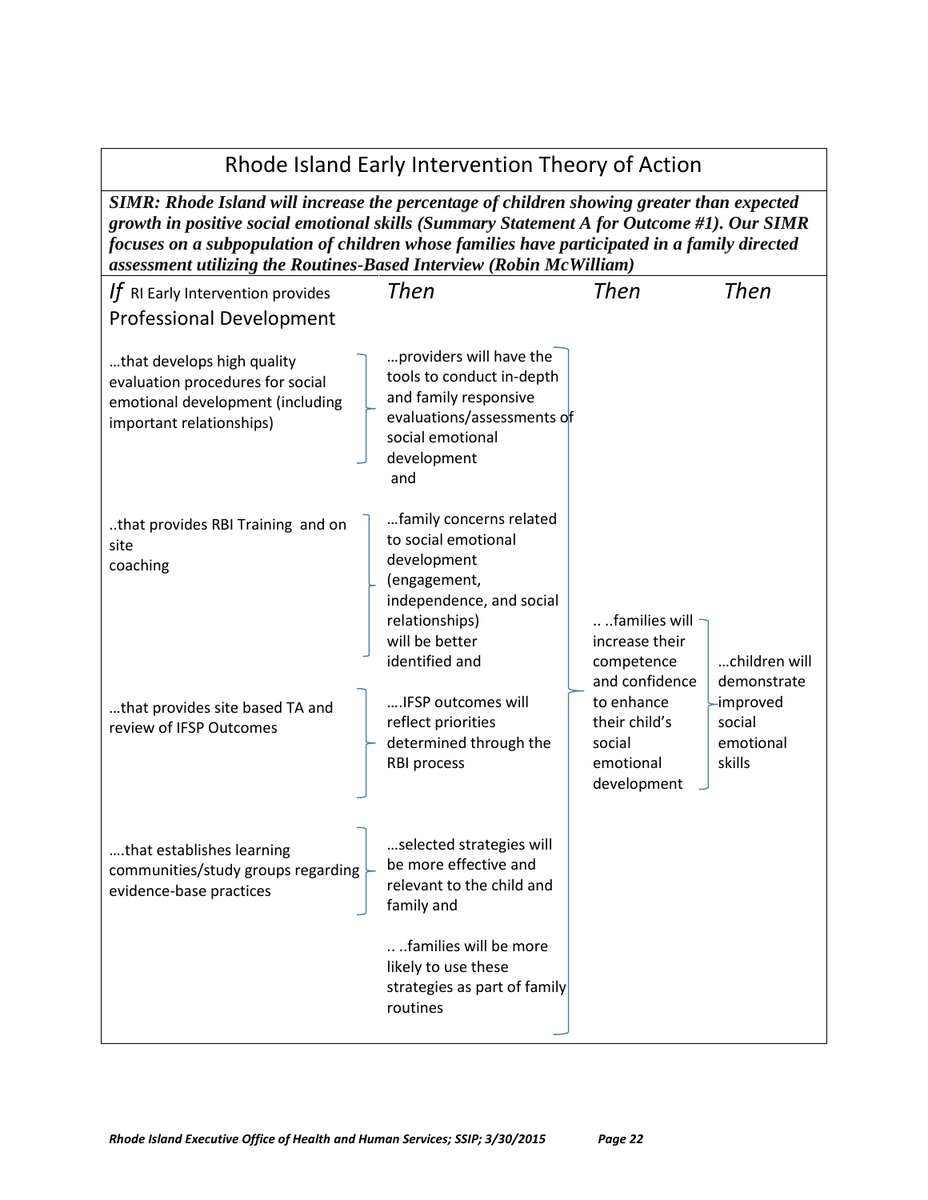# Rhode Island Early Intervention Theory of Action

***SIMR: Rhode Island will increase the percentage of children showing greater than expected growth in positive social emotional skills (Summary Statement A for Outcome #1). Our SIMR focuses on a subpopulation of children whose families have participated in a family directed assessment utilizing the Routines-Based Interview (Robin McWilliam)***

| *If* RI Early Intervention provides Professional Development | *Then* | *Then* | *Then* |
|---|---|---|---|
| …that develops high quality evaluation procedures for social emotional development (including important relationships) | …providers will have the tools to conduct in-depth and family responsive evaluations/assessments of social emotional development and | | |
| ..that provides RBI Training and on site coaching | …family concerns related to social emotional development (engagement, independence, and social relationships) will be better identified and | .. ..families will increase their competence and confidence to enhance their child's social emotional development | …children will demonstrate improved social emotional skills |
| …that provides site based TA and review of IFSP Outcomes | ….IFSP outcomes will reflect priorities determined through the RBI process | | |
| ….that establishes learning communities/study groups regarding evidence-base practices | …selected strategies will be more effective and relevant to the child and family and | | |
| | .. ..families will be more likely to use these strategies as part of family routines | | |

*Rhode Island Executive Office of Health and Human Services; SSIP; 3/30/2015*